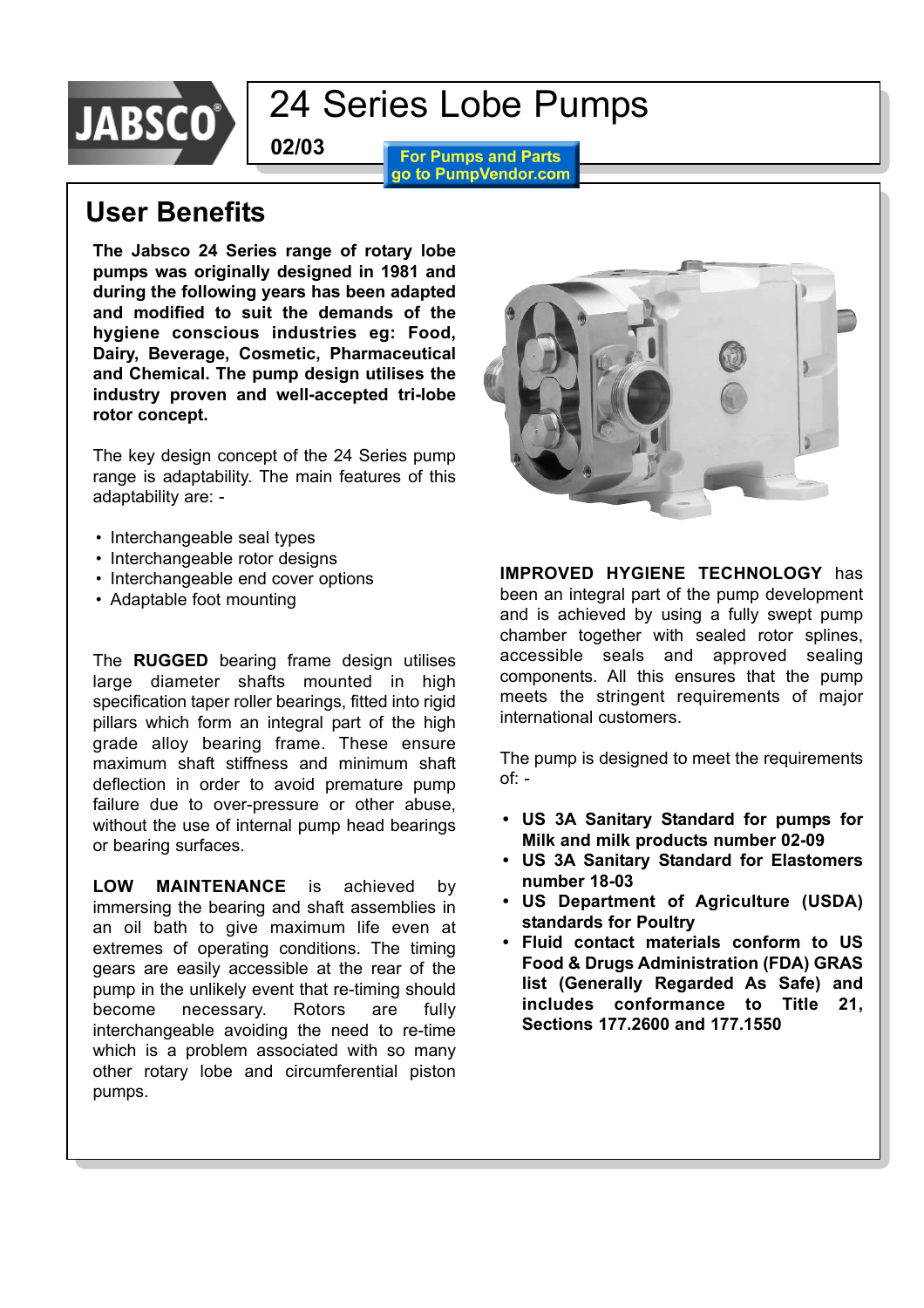# 24 Series Lobe Pumps

**02/03**

For Pumps and Parts go to PumpVendor.com

## User Benefits

**The Jabsco 24 Series range of rotary lobe pumps was originally designed in 1981 and during the following years has been adapted and modified to suit the demands of the hygiene conscious industries eg: Food, Dairy, Beverage, Cosmetic, Pharmaceutical and Chemical. The pump design utilises the industry proven and well-accepted tri-lobe rotor concept.**

The key design concept of the 24 Series pump range is adaptability. The main features of this adaptability are: -

- Interchangeable seal types
- Interchangeable rotor designs
- Interchangeable end cover options
- Adaptable foot mounting

The **RUGGED** bearing frame design utilises large diameter shafts mounted in high specification taper roller bearings, fitted into rigid pillars which form an integral part of the high grade alloy bearing frame. These ensure maximum shaft stiffness and minimum shaft deflection in order to avoid premature pump failure due to over-pressure or other abuse, without the use of internal pump head bearings or bearing surfaces.

**LOW MAINTENANCE** is achieved by immersing the bearing and shaft assemblies in an oil bath to give maximum life even at extremes of operating conditions. The timing gears are easily accessible at the rear of the pump in the unlikely event that re-timing should become necessary. Rotors are fully interchangeable avoiding the need to re-time which is a problem associated with so many other rotary lobe and circumferential piston pumps.

**IMPROVED HYGIENE TECHNOLOGY** has been an integral part of the pump development and is achieved by using a fully swept pump chamber together with sealed rotor splines, accessible seals and approved sealing components. All this ensures that the pump meets the stringent requirements of major international customers.

The pump is designed to meet the requirements of: -

- **US 3A Sanitary Standard for pumps for Milk and milk products number 02-09**
- **US 3A Sanitary Standard for Elastomers number 18-03**
- **US Department of Agriculture (USDA) standards for Poultry**
- **Fluid contact materials conform to US Food & Drugs Administration (FDA) GRAS list (Generally Regarded As Safe) and includes conformance to Title 21, Sections 177.2600 and 177.1550**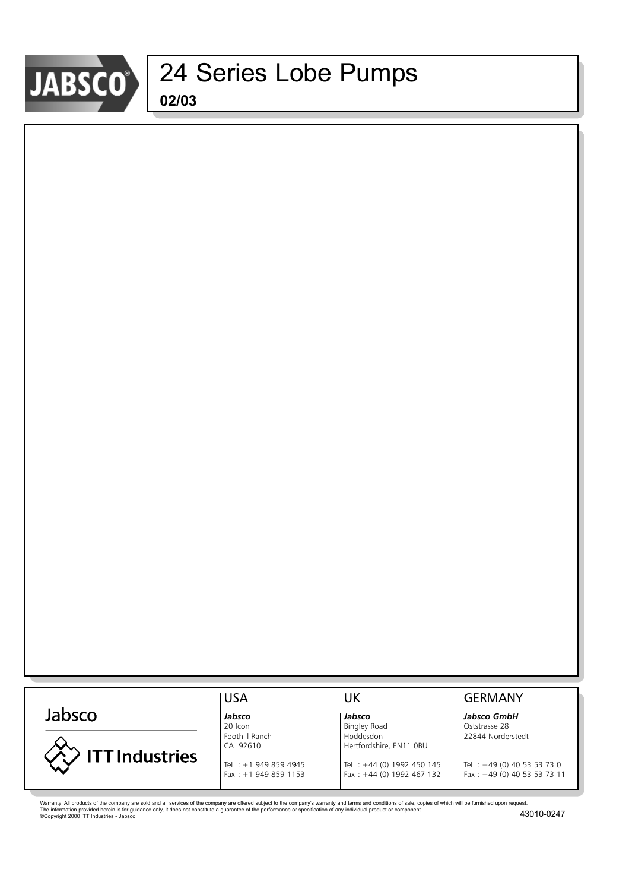# 24 Series Lobe Pumps

**02/03**

Jabsco

ITT Industries

| USA | UK | GERMANY |
|---|---|---|
| ***Jabsco*** | ***Jabsco*** | ***Jabsco GmbH*** |
| 20 Icon | Bingley Road | Oststrasse 28 |
| Foothill Ranch | Hoddesdon | 22844 Norderstedt |
| CA 92610 | Hertfordshire, EN11 0BU | |
| Tel : +1 949 859 4945 | Tel : +44 (0) 1992 450 145 | Tel : +49 (0) 40 53 53 73 0 |
| Fax : +1 949 859 1153 | Fax : +44 (0) 1992 467 132 | Fax : +49 (0) 40 53 53 73 11 |

Warranty: All products of the company are sold and all services of the company are offered subject to the company's warranty and terms and conditions of sale, copies of which will be furnished upon request.
The information provided herein is for guidance only, it does not constitute a guarantee of the performance or specification of any individual product or component.
©Copyright 2000 ITT Industries - Jabsco

43010-0247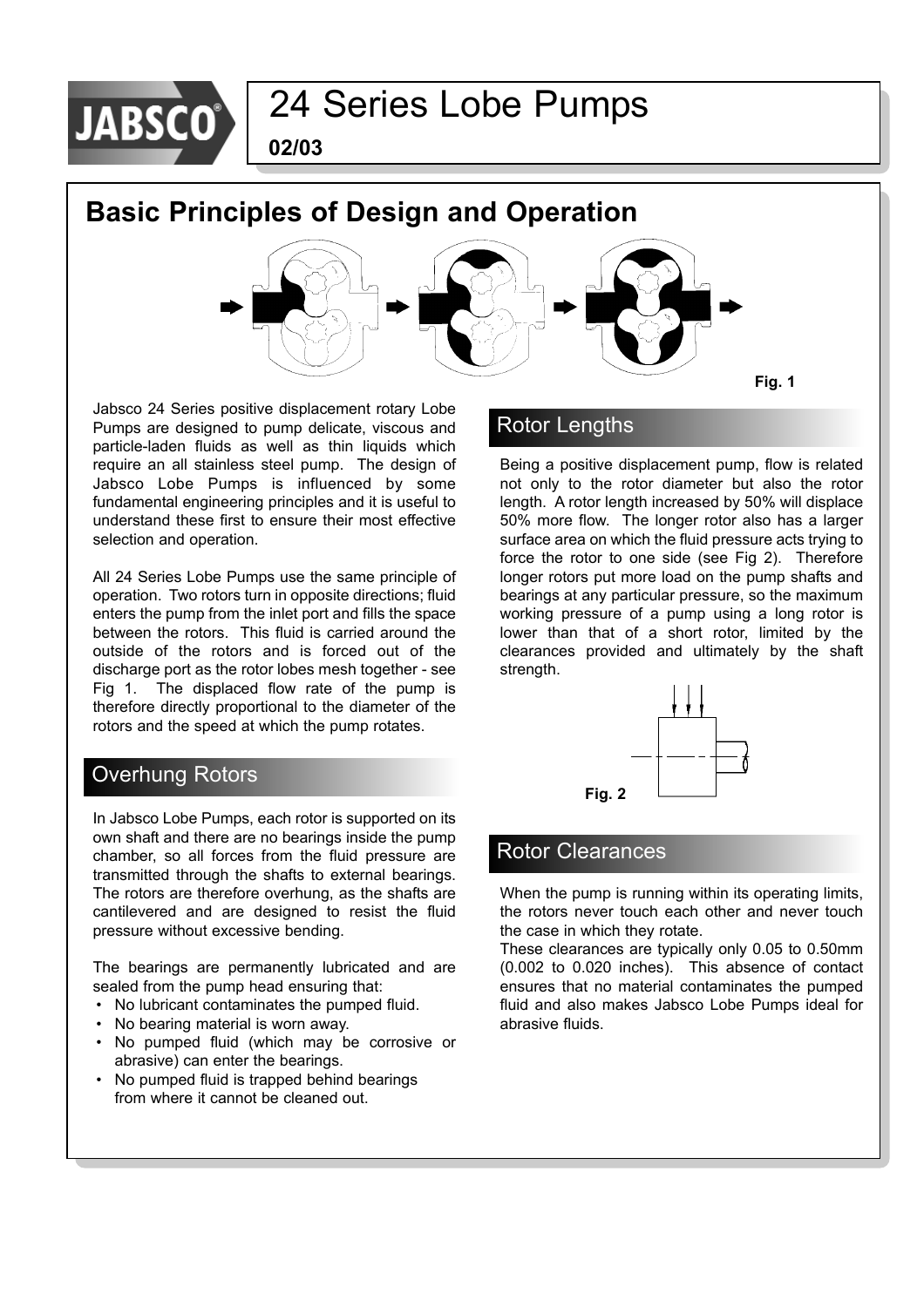# 24 Series Lobe Pumps

**02/03**

## Basic Principles of Design and Operation

Fig. 1

Jabsco 24 Series positive displacement rotary Lobe Pumps are designed to pump delicate, viscous and particle-laden fluids as well as thin liquids which require an all stainless steel pump. The design of Jabsco Lobe Pumps is influenced by some fundamental engineering principles and it is useful to understand these first to ensure their most effective selection and operation.

All 24 Series Lobe Pumps use the same principle of operation. Two rotors turn in opposite directions; fluid enters the pump from the inlet port and fills the space between the rotors. This fluid is carried around the outside of the rotors and is forced out of the discharge port as the rotor lobes mesh together - see Fig 1. The displaced flow rate of the pump is therefore directly proportional to the diameter of the rotors and the speed at which the pump rotates.

### Overhung Rotors

In Jabsco Lobe Pumps, each rotor is supported on its own shaft and there are no bearings inside the pump chamber, so all forces from the fluid pressure are transmitted through the shafts to external bearings. The rotors are therefore overhung, as the shafts are cantilevered and are designed to resist the fluid pressure without excessive bending.

The bearings are permanently lubricated and are sealed from the pump head ensuring that:

- No lubricant contaminates the pumped fluid.
- No bearing material is worn away.
- No pumped fluid (which may be corrosive or abrasive) can enter the bearings.
- No pumped fluid is trapped behind bearings from where it cannot be cleaned out.

### Rotor Lengths

Being a positive displacement pump, flow is related not only to the rotor diameter but also the rotor length. A rotor length increased by 50% will displace 50% more flow. The longer rotor also has a larger surface area on which the fluid pressure acts trying to force the rotor to one side (see Fig 2). Therefore longer rotors put more load on the pump shafts and bearings at any particular pressure, so the maximum working pressure of a pump using a long rotor is lower than that of a short rotor, limited by the clearances provided and ultimately by the shaft strength.

Fig. 2

### Rotor Clearances

When the pump is running within its operating limits, the rotors never touch each other and never touch the case in which they rotate.

These clearances are typically only 0.05 to 0.50mm (0.002 to 0.020 inches). This absence of contact ensures that no material contaminates the pumped fluid and also makes Jabsco Lobe Pumps ideal for abrasive fluids.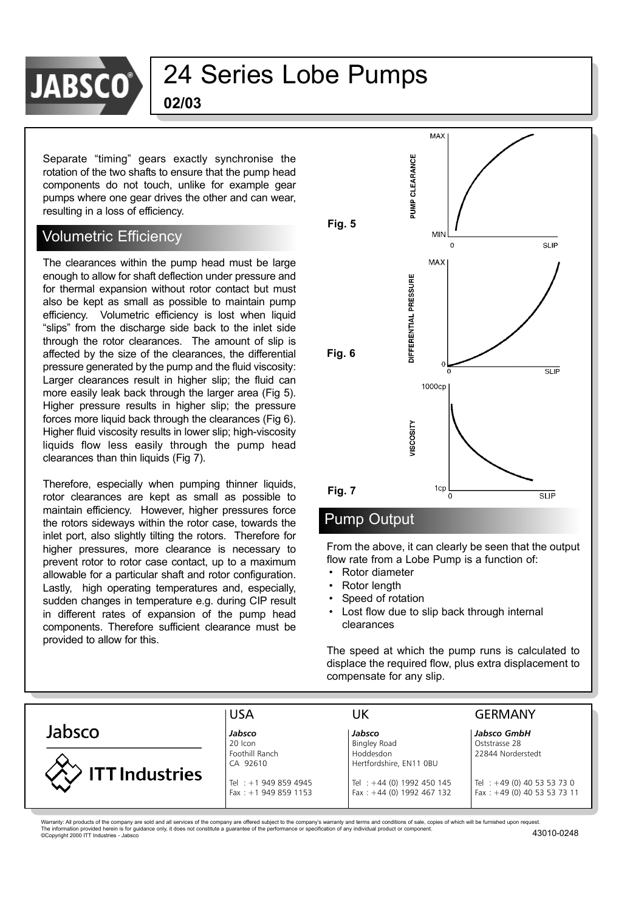# 24 Series Lobe Pumps

**02/03**

Separate "timing" gears exactly synchronise the rotation of the two shafts to ensure that the pump head components do not touch, unlike for example gear pumps where one gear drives the other and can wear, resulting in a loss of efficiency.

## Volumetric Efficiency

The clearances within the pump head must be large enough to allow for shaft deflection under pressure and for thermal expansion without rotor contact but must also be kept as small as possible to maintain pump efficiency. Volumetric efficiency is lost when liquid "slips" from the discharge side back to the inlet side through the rotor clearances. The amount of slip is affected by the size of the clearances, the differential pressure generated by the pump and the fluid viscosity: Larger clearances result in higher slip; the fluid can more easily leak back through the larger area (Fig 5). Higher pressure results in higher slip; the pressure forces more liquid back through the clearances (Fig 6). Higher fluid viscosity results in lower slip; high-viscosity liquids flow less easily through the pump head clearances than thin liquids (Fig 7).

Therefore, especially when pumping thinner liquids, rotor clearances are kept as small as possible to maintain efficiency. However, higher pressures force the rotors sideways within the rotor case, towards the inlet port, also slightly tilting the rotors. Therefore for higher pressures, more clearance is necessary to prevent rotor to rotor case contact, up to a maximum allowable for a particular shaft and rotor configuration. Lastly, high operating temperatures and, especially, sudden changes in temperature e.g. during CIP result in different rates of expansion of the pump head components. Therefore sufficient clearance must be provided to allow for this.

**Fig. 5**

PUMP CLEARANCE (MIN – MAX) vs SLIP (0)

**Fig. 6**

DIFFERENTIAL PRESSURE (0 – MAX) vs SLIP (0)

**Fig. 7**

VISCOSITY (1cp – 1000cp) vs SLIP (0)

## Pump Output

From the above, it can clearly be seen that the output flow rate from a Lobe Pump is a function of:

- Rotor diameter
- Rotor length
- Speed of rotation
- Lost flow due to slip back through internal clearances

The speed at which the pump runs is calculated to displace the required flow, plus extra displacement to compensate for any slip.

Jabsco

ITT Industries

| USA | UK | GERMANY |
|---|---|---|
| ***Jabsco*** | ***Jabsco*** | ***Jabsco GmbH*** |
| 20 Icon | Bingley Road | Oststrasse 28 |
| Foothill Ranch | Hoddesdon | 22844 Norderstedt |
| CA 92610 | Hertfordshire, EN11 0BU | |
| Tel : +1 949 859 4945 | Tel : +44 (0) 1992 450 145 | Tel : +49 (0) 40 53 53 73 0 |
| Fax : +1 949 859 1153 | Fax : +44 (0) 1992 467 132 | Fax : +49 (0) 40 53 53 73 11 |

Warranty: All products of the company are sold and all services of the company are offered subject to the company's warranty and terms and conditions of sale, copies of which will be furnished upon request.
The information provided herein is for guidance only, it does not constitute a guarantee of the performance or specification of any individual product or component.
©Copyright 2000 ITT Industries - Jabsco

43010-0248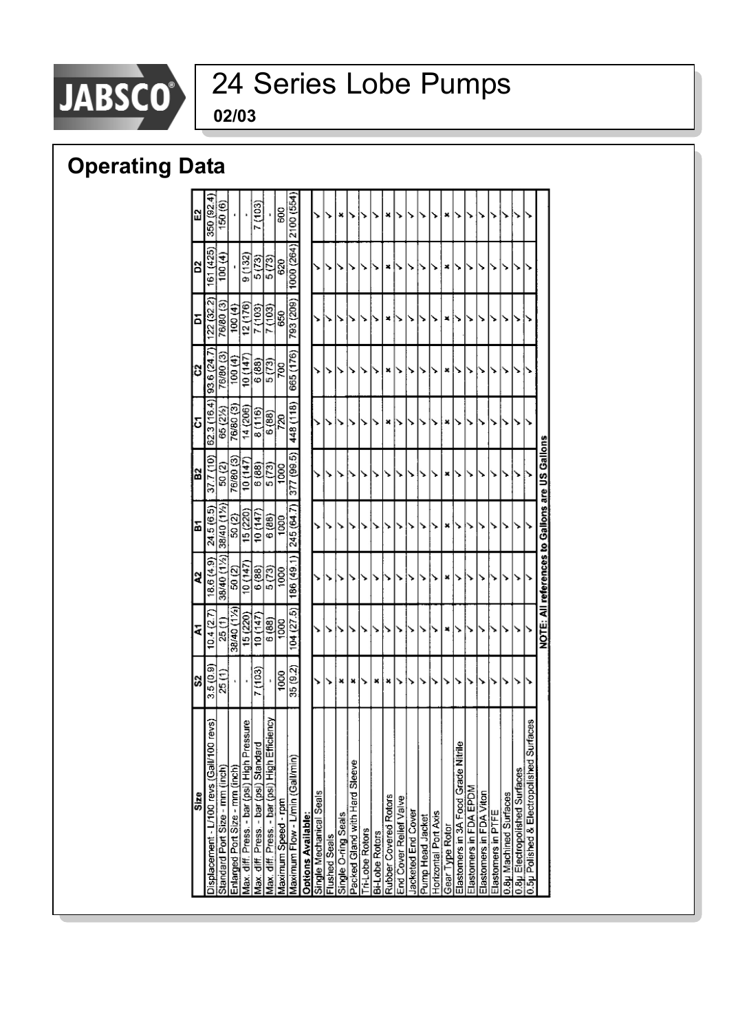# 24 Series Lobe Pumps

**02/03**

## Operating Data

| Size | S2 | A1 | A2 | B1 | B2 | C1 | C2 | D1 | D2 | E2 |
|---|---|---|---|---|---|---|---|---|---|---|
| Displacement - L/100 revs (Gall/100 revs) | 3.5 (0.9) | 10.4 (2.7) | 18.6 (4.9) | 24.5 (6.5) | 37.7 (10) | 62.3 (16.4) | 93.6 (24.7) | 122 (32.2) | 161 (425) | 350 (92.4) |
| Standard Port Size - mm (inch) | 25 (1) | 25 (1) | 38/40 (1½) | 38/40 (1½) | 50 (2) | 65 (2½) | 76/80 (3) | 76/80 (3) | 100 (4) | 150 (6) |
| Enlarged Port Size - mm (inch) | - | 38/40 (1½) | 50 (2) | 50 (2) | 76/80 (3) | 76/80 (3) | 100 (4) | 100 (4) | - | - |
| Max. diff. Press. - bar (psi) High Pressure | - | 15 (220) | 10 (147) | 15 (220) | 10 (147) | 14 (206) | 10 (147) | 12 (176) | 9 (132) | - |
| Max. diff. Press. - bar (psi) Standard | 7 (103) | 10 (147) | 6 (88) | 10 (147) | 6 (88) | 8 (116) | 6 (88) | 7 (103) | 5 (73) | 7 (103) |
| Max. diff. Press. - bar (psi) High Efficiency | - | 6 (88) | 5 (73) | 6 (88) | 5 (73) | 6 (88) | 5 (73) | 7 (103) | 5 (73) | - |
| Maximum Speed - rpm | 1000 | 1000 | 1000 | 1000 | 1000 | 720 | 700 | 650 | 620 | 600 |
| Maximum Flow - L/min (Gall/min) | 35 (9.2) | 104 (27.5) | 186 (49.1) | 245 (64.7) | 377 (99.5) | 448 (118) | 665 (176) | 793 (209) | 1000 (264) | 2100 (554) |
| **Options Available:** | | | | | | | | | | |
| Single Mechanical Seals | ✓ | ✓ | ✓ | ✓ | ✓ | ✓ | ✓ | ✓ | ✓ | ✓ |
| Flushed Seals | ✓ | ✓ | ✓ | ✓ | ✓ | ✓ | ✓ | ✓ | ✓ | ✓ |
| Single O-ring Seals | ✗ | ✓ | ✓ | ✓ | ✓ | ✓ | ✓ | ✓ | ✓ | ✗ |
| Packed Gland with Hard Sleeve | ✗ | ✓ | ✓ | ✓ | ✓ | ✓ | ✓ | ✓ | ✓ | ✓ |
| Tri-Lobe Rotors | ✓ | ✓ | ✓ | ✓ | ✓ | ✓ | ✓ | ✓ | ✓ | ✓ |
| Bi-Lobe Rotors | ✗ | ✓ | ✓ | ✓ | ✓ | ✓ | ✓ | ✓ | ✓ | ✓ |
| Rubber Covered Rotors | ✗ | ✓ | ✓ | ✓ | ✓ | ✗ | ✗ | ✗ | ✗ | ✗ |
| End Cover Relief Valve | ✓ | ✓ | ✓ | ✓ | ✓ | ✓ | ✓ | ✓ | ✓ | ✓ |
| Jacketed End Cover | ✓ | ✓ | ✓ | ✓ | ✓ | ✓ | ✓ | ✓ | ✓ | ✓ |
| Pump Head Jacket | ✓ | ✓ | ✓ | ✓ | ✓ | ✓ | ✓ | ✓ | ✓ | ✓ |
| Horizontal Port Axis | ✓ | ✓ | ✓ | ✓ | ✓ | ✓ | ✓ | ✓ | ✓ | ✓ |
| Gear Type Rotor | ✓ | ✗ | ✗ | ✗ | ✗ | ✗ | ✗ | ✗ | ✗ | ✗ |
| Elastomers in 3A Food Grade Nitrile | ✓ | ✓ | ✓ | ✓ | ✓ | ✓ | ✓ | ✓ | ✓ | ✓ |
| Elastomers in FDA EPDM | ✓ | ✓ | ✓ | ✓ | ✓ | ✓ | ✓ | ✓ | ✓ | ✓ |
| Elastomers in FDA Viton | ✓ | ✓ | ✓ | ✓ | ✓ | ✓ | ✓ | ✓ | ✓ | ✓ |
| Elastomers in PTFE | ✓ | ✓ | ✓ | ✓ | ✓ | ✓ | ✓ | ✓ | ✓ | ✓ |
| 0.8μ Machined Surfaces | ✓ | ✓ | ✓ | ✓ | ✓ | ✓ | ✓ | ✓ | ✓ | ✓ |
| 0.8μ Electropolished Surfaces | ✓ | ✓ | ✓ | ✓ | ✓ | ✓ | ✓ | ✓ | ✓ | ✓ |
| 0.5μ Polished & Electropolished Surfaces | ✓ | ✓ | ✓ | ✓ | ✓ | ✓ | ✓ | ✓ | ✓ | ✓ |

**NOTE: All references to Gallons are US Gallons**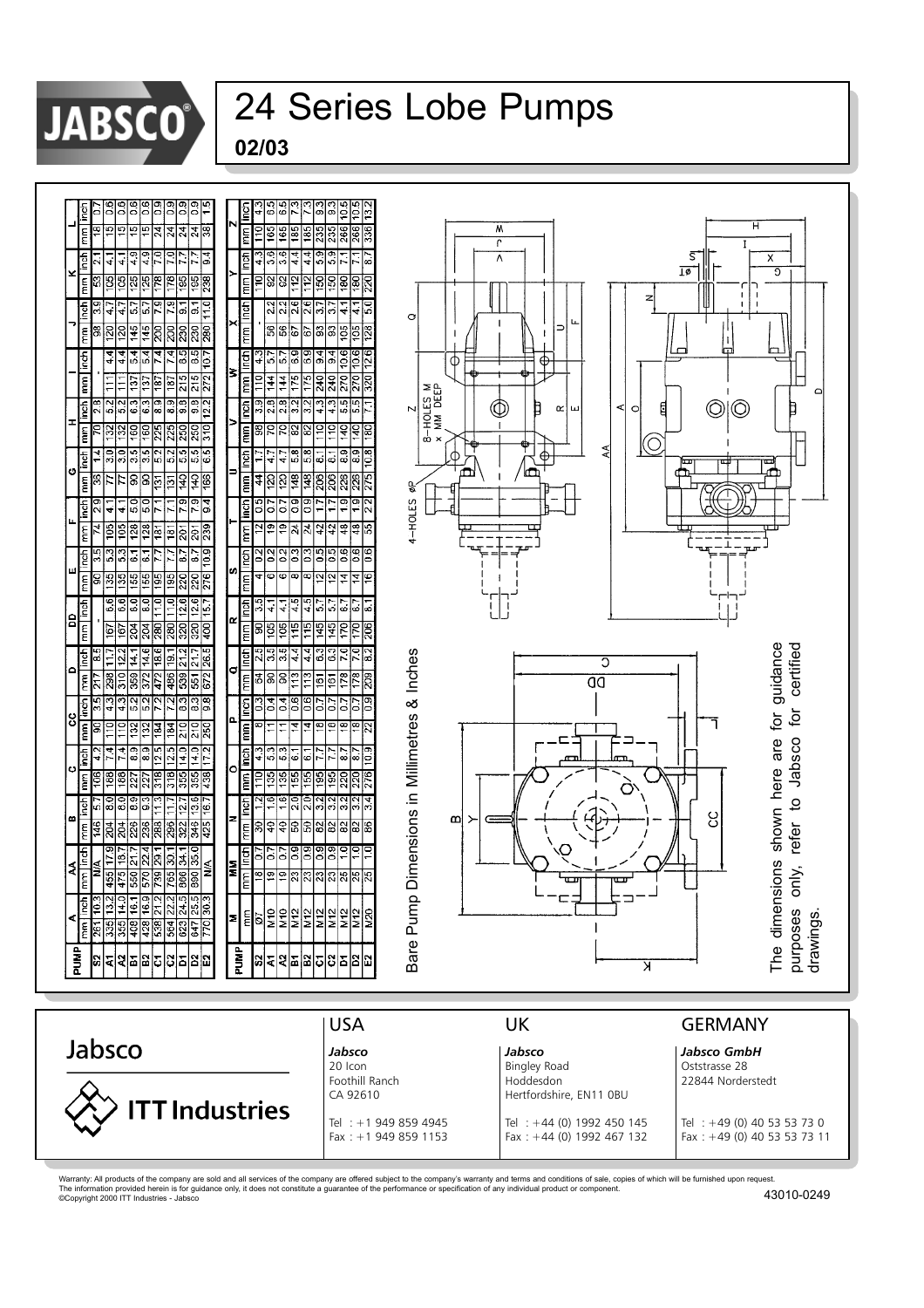# 24 Series Lobe Pumps

**02/03**

| PUMP | A mm | A inch | AA mm | AA inch | B mm | B inch | C mm | C inch | CC mm | CC inch | D mm | D inch | DD mm | DD inch | E mm | E inch | F mm | F inch | G mm | G inch | H mm | H inch | I mm | I inch | J mm | J inch | K mm | K inch | L mm | L inch |
|---|---|---|---|---|---|---|---|---|---|---|---|---|---|---|---|---|---|---|---|---|---|---|---|---|---|---|---|---|---|---|
| S2 | 261 | 10.3 | N/A | | 146 | 5.7 | 106 | 4.2 | 90 | 3.5 | 217 | 8.5 | - | | 90 | 3.5 | 74 | 2.9 | 35 | 1.4 | 70 | 2.8 | - | | 98 | 3.9 | 53 | 2.1 | 16 | 0.7 |
| A1 | 335 | 13.2 | 455 | 17.9 | 204 | 8.0 | 188 | 7.4 | 110 | 4.3 | 298 | 11.7 | 167 | 6.6 | 135 | 5.3 | 105 | 4.1 | 77 | 3.0 | 132 | 5.2 | 111 | 4.4 | 120 | 4.7 | 105 | 4.1 | 15 | 0.6 |
| A2 | 355 | 14.0 | 475 | 18.7 | 204 | 8.0 | 188 | 7.4 | 110 | 4.3 | 310 | 12.2 | 167 | 6.6 | 135 | 5.3 | 105 | 4.1 | 77 | 3.0 | 132 | 5.2 | 111 | 4.4 | 120 | 4.7 | 105 | 4.1 | 15 | 0.6 |
| B2 | 408 | 16.1 | 550 | 21.7 | 226 | 8.9 | 227 | 8.9 | 132 | 5.2 | 359 | 14.2 | 204 | 8.0 | 155 | 6.1 | 128 | 5.0 | 90 | 3.5 | 160 | 6.3 | 137 | 5.4 | 145 | 5.7 | 125 | 4.9 | 15 | 0.6 |
| B2 | 428 | 16.9 | 570 | 22.4 | 236 | 9.3 | 227 | 8.9 | 132 | 5.2 | 372 | 14.6 | 204 | 8.0 | 155 | 6.1 | 128 | 5.0 | 90 | 3.5 | 160 | 6.3 | 137 | 5.4 | 145 | 5.7 | 125 | 4.9 | 15 | 0.6 |
| C1 | 538 | 21.2 | 739 | 29.1 | 288 | 11.3 | 318 | 12.5 | 184 | 7.2 | 472 | 18.6 | 280 | 11.0 | 195 | 7.7 | 181 | 7.1 | 131 | 5.2 | 225 | 8.9 | 187 | 7.4 | 200 | 7.9 | 178 | 7.0 | 24 | 0.9 |
| C2 | 564 | 22.2 | 765 | 30.1 | 296 | 11.7 | 318 | 12.5 | 184 | 7.2 | 486 | 19.1 | 280 | 11.0 | 195 | 7.7 | 181 | 7.1 | 131 | 5.2 | 225 | 8.9 | 187 | 7.4 | 200 | 7.9 | 178 | 7.0 | 24 | 0.9 |
| D1 | 623 | 24.5 | 866 | 34.1 | 322 | 12.7 | 355 | 14.0 | 210 | 8.3 | 539 | 21.2 | 320 | 12.6 | 220 | 8.7 | 201 | 7.9 | 140 | 5.5 | 250 | 9.8 | 215 | 8.5 | 230 | 9.1 | 195 | 7.7 | 24 | 0.9 |
| D2 | 647 | 25.5 | 890 | 35.0 | 346 | 13.6 | 355 | 14.0 | 210 | 8.3 | 551 | 21.7 | 320 | 12.6 | 220 | 8.7 | 201 | 7.9 | 140 | 5.5 | 250 | 9.8 | 215 | 8.5 | 230 | 9.1 | 195 | 7.7 | 24 | 0.9 |
| E2 | 770 | 30.3 | N/A | | 425 | 16.7 | 438 | 17.2 | 250 | 9.8 | 672 | 26.5 | 400 | 15.7 | 276 | 10.9 | 239 | 9.4 | 166 | 6.5 | 310 | 12.2 | 272 | 10.7 | 280 | 11.0 | 238 | 9.4 | 38 | 1.5 |

| PUMP | M mm | MM mm | MM inch | N mm | N inch | O mm | O inch | P mm | P inch | Q mm | Q inch | R mm | R inch | S mm | S inch | T mm | T inch | U mm | U inch | V mm | V inch | W mm | W inch | X mm | X inch | Y mm | Y inch | Z mm | Z inch |
|---|---|---|---|---|---|---|---|---|---|---|---|---|---|---|---|---|---|---|---|---|---|---|---|---|---|---|---|---|---|
| S2 | Ø7 | 18 | 0.7 | 30 | 1.2 | 110 | 4.3 | 8 | 0.3 | 64 | 2.5 | 90 | 3.5 | 4 | 0.2 | 12 | 0.5 | 44 | 1.7 | 98 | 3.9 | 110 | 4.3 | - | | 110 | 4.3 | 110 | 4.3 |
| A1 | M10 | 19 | 0.7 | 40 | 1.6 | 135 | 5.3 | 11 | 0.4 | 90 | 3.5 | 105 | 4.1 | 6 | 0.2 | 19 | 0.7 | 120 | 4.7 | 70 | 2.8 | 144 | 5.7 | 56 | 2.2 | 92 | 3.6 | 165 | 6.5 |
| A2 | M10 | 19 | 0.7 | 40 | 1.6 | 135 | 5.3 | 11 | 0.4 | 90 | 3.6 | 105 | 4.1 | 6 | 0.2 | 19 | 0.7 | 120 | 4.7 | 70 | 2.8 | 144 | 5.7 | 56 | 2.2 | 92 | 3.6 | 165 | 6.5 |
| B1 | M12 | 23 | 0.9 | 50 | 2.0 | 155 | 6.1 | 14 | 0.6 | 113 | 4.4 | 115 | 4.5 | 8 | 0.3 | 24 | 0.9 | 148 | 5.8 | 82 | 3.2 | 175 | 6.9 | 67 | 2.6 | 112 | 4.4 | 185 | 7.3 |
| B2 | M12 | 23 | 0.9 | 50 | 2.0 | 155 | 6.1 | 14 | 0.6 | 113 | 4.4 | 115 | 4.5 | 8 | 0.3 | 24 | 0.9 | 148 | 5.8 | 82 | 3.2 | 175 | 6.9 | 67 | 2.6 | 112 | 4.4 | 185 | 7.3 |
| C1 | M12 | 23 | 0.9 | 82 | 3.2 | 195 | 7.7 | 18 | 0.7 | 161 | 6.3 | 145 | 5.7 | 12 | 0.5 | 42 | 1.7 | 206 | 8.1 | 110 | 4.3 | 240 | 9.4 | 93 | 3.7 | 150 | 5.9 | 235 | 9.3 |
| C2 | M12 | 23 | 0.9 | 82 | 3.2 | 195 | 7.7 | 18 | 0.7 | 161 | 6.3 | 145 | 5.7 | 12 | 0.5 | 42 | 1.7 | 206 | 8.1 | 110 | 4.3 | 240 | 9.4 | 93 | 3.7 | 150 | 5.9 | 235 | 9.3 |
| D1 | M12 | 25 | 1.0 | 82 | 3.2 | 220 | 8.7 | 18 | 0.7 | 178 | 7.0 | 170 | 6.7 | 14 | 0.6 | 48 | 1.9 | 226 | 8.9 | 140 | 5.5 | 270 | 10.6 | 105 | 4.1 | 180 | 7.1 | 266 | 10.5 |
| D2 | M12 | 25 | 1.0 | 82 | 3.2 | 220 | 8.7 | 18 | 0.7 | 178 | 7.0 | 170 | 6.7 | 14 | 0.6 | 48 | 1.9 | 226 | 8.9 | 140 | 5.5 | 270 | 10.6 | 105 | 4.1 | 180 | 7.1 | 266 | 10.5 |
| E2 | M20 | 25 | 1.0 | 86 | 3.4 | 276 | 10.9 | 22 | 0.9 | 209 | 8.2 | 206 | 8.1 | 16 | 0.6 | 55 | 2.2 | 275 | 10.8 | 180 | 7.1 | 320 | 12.6 | 128 | 5.0 | 220 | 8.7 | 336 | 13.2 |

Bare Pump Dimensions in Millimetres & Inches

4-HOLES ØP

8-HOLES M × MM DEEP

The dimensions shown here are for guidance purposes only, refer to Jabsco for certified drawings.

Jabsco

ITT Industries

| USA | UK | GERMANY |
|---|---|---|
| ***Jabsco*** | ***Jabsco*** | ***Jabsco GmbH*** |
| 20 Icon | Bingley Road | Oststrasse 28 |
| Foothill Ranch | Hoddesdon | 22844 Norderstedt |
| CA 92610 | Hertfordshire, EN11 0BU | |
| Tel : +1 949 859 4945 | Tel : +44 (0) 1992 450 145 | Tel : +49 (0) 40 53 53 73 0 |
| Fax : +1 949 859 1153 | Fax : +44 (0) 1992 467 132 | Fax : +49 (0) 40 53 53 73 11 |

Warranty: All products of the company are sold and all services of the company are offered subject to the company's warranty and terms and conditions of sale, copies of which will be furnished upon request.
The information provided herein is for guidance only, it does not constitute a guarantee of the performance or specification of any individual product or component.
©Copyright 2000 ITT Industries - Jabsco

43010-0249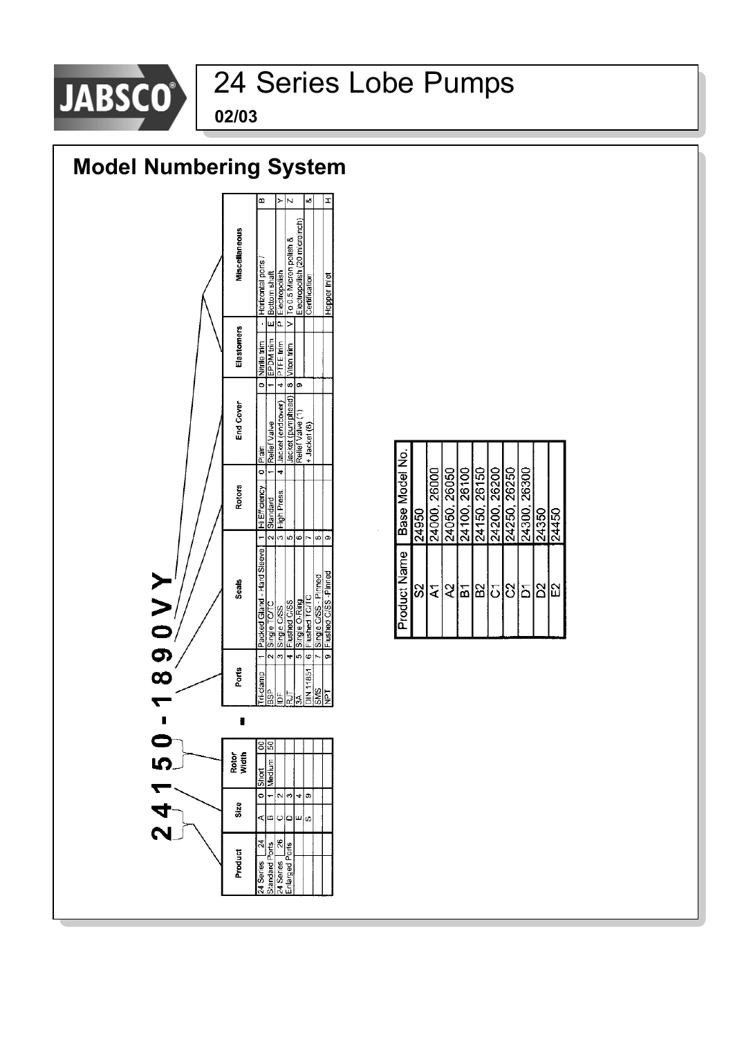# 24 Series Lobe Pumps

**02/03**

## Model Numbering System

**2 4 1 5 0 - 1 8 9 0 V Y**

| Product | |
|---|---|
| 24 Series Standard Ports | 24 |
| 24 Series Enlarged Ports | 26 |

| Size | |
|---|---|
| A | 0 |
| B | 1 |
| C | 2 |
| D | 3 |
| E | 4 |
| S | 9 |

| Rotor Width | |
|---|---|
| Short | 00 |
| Medium | 50 |

| Ports | |
|---|---|
| Tri-clamp | 1 |
| BSP | 2 |
| IDF | 3 |
| RJT | 4 |
| 3A | 5 |
| DIN 11851 | 6 |
| SMS | 7 |
| NPT | 9 |

| Seals | |
|---|---|
| Packed Gland - Hard Sleeve | 1 |
| Single TC/TC | 2 |
| Single C/SS | 3 |
| Flushed C/SS | 4 |
| Single O-Ring | 5 |
| Flushed TC/TC | 6 |
| Single C/SS - Pinned | 7 |
| Flushed C/SS - Pinned | 8 |
| | 9 |

| Rotors | |
|---|---|
| Hi Efficiency | 0 |
| Standard | 1 |
| High Press. | 4 |

| End Cover | |
|---|---|
| Plain | 0 |
| Relief Valve | 1 |
| Jacket (endcover) | 4 |
| Jacket (pumphead) | 8 |
| Relief Valve (1) + Jacket (8) | 9 |

| Elastomers | |
|---|---|
| Nitrile trim | - |
| EPDM trim | E |
| PTFE trim | P |
| Viton trim | V |

| Miscellaneous | |
|---|---|
| Horizontal ports / Bottom shaft | B |
| Electropolish | Y |
| To 0.5 Micron polish & Electropolish (20 microinch) | Z |
| Certification | & |
| Hopper Inlet | H |

| Product Name | Base Model No. |
|---|---|
| S2 | 24950 |
| A1 | 24000, 26000 |
| A2 | 24050, 26050 |
| B1 | 24100, 26100 |
| B2 | 24150, 26150 |
| C1 | 24200, 26200 |
| C2 | 24250, 26250 |
| D1 | 24300, 26300 |
| D2 | 24350 |
| E2 | 24450 |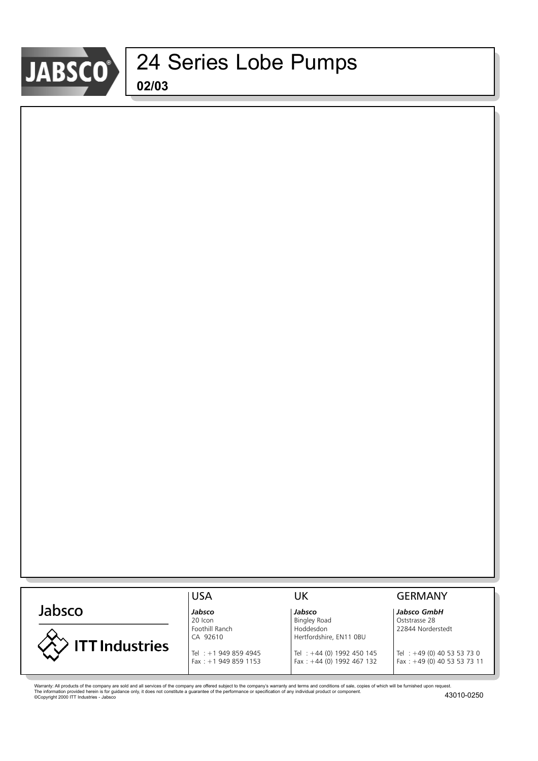# 24 Series Lobe Pumps

**02/03**

Jabsco

ITT Industries

| USA | UK | GERMANY |
|---|---|---|
| ***Jabsco*** | ***Jabsco*** | ***Jabsco GmbH*** |
| 20 Icon | Bingley Road | Oststrasse 28 |
| Foothill Ranch | Hoddesdon | 22844 Norderstedt |
| CA 92610 | Hertfordshire, EN11 0BU | |
| Tel : +1 949 859 4945 | Tel : +44 (0) 1992 450 145 | Tel : +49 (0) 40 53 53 73 0 |
| Fax : +1 949 859 1153 | Fax : +44 (0) 1992 467 132 | Fax : +49 (0) 40 53 53 73 11 |

Warranty: All products of the company are sold and all services of the company are offered subject to the company's warranty and terms and conditions of sale, copies of which will be furnished upon request.
The information provided herein is for guidance only, it does not constitute a guarantee of the performance or specification of any individual product or component.
©Copyright 2000 ITT Industries - Jabsco

43010-0250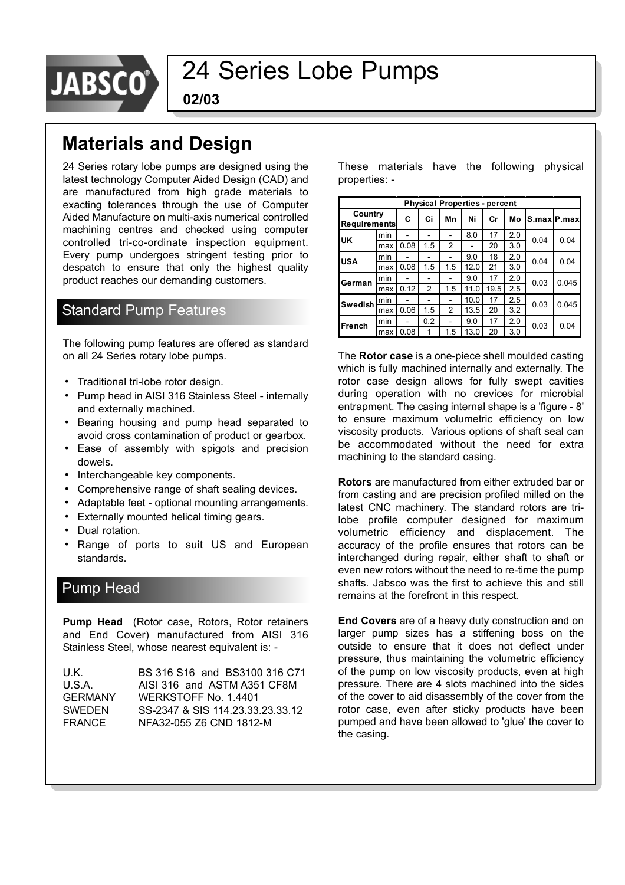# 24 Series Lobe Pumps

**02/03**

## Materials and Design

24 Series rotary lobe pumps are designed using the latest technology Computer Aided Design (CAD) and are manufactured from high grade materials to exacting tolerances through the use of Computer Aided Manufacture on multi-axis numerical controlled machining centres and checked using computer controlled tri-co-ordinate inspection equipment. Every pump undergoes stringent testing prior to despatch to ensure that only the highest quality product reaches our demanding customers.

### Standard Pump Features

The following pump features are offered as standard on all 24 Series rotary lobe pumps.

- Traditional tri-lobe rotor design.
- Pump head in AISI 316 Stainless Steel - internally and externally machined.
- Bearing housing and pump head separated to avoid cross contamination of product or gearbox.
- Ease of assembly with spigots and precision dowels.
- Interchangeable key components.
- Comprehensive range of shaft sealing devices.
- Adaptable feet - optional mounting arrangements.
- Externally mounted helical timing gears.
- Dual rotation.
- Range of ports to suit US and European standards.

### Pump Head

**Pump Head** (Rotor case, Rotors, Rotor retainers and End Cover) manufactured from AISI 316 Stainless Steel, whose nearest equivalent is: -

| | |
|---|---|
| U.K. | BS 316 S16 and BS3100 316 C71 |
| U.S.A. | AISI 316 and ASTM A351 CF8M |
| GERMANY | WERKSTOFF No. 1.4401 |
| SWEDEN | SS-2347 & SIS 114.23.33.23.33.12 |
| FRANCE | NFA32-055 Z6 CND 1812-M |

These materials have the following physical properties: -

| Physical Properties - percent | | | | | | | | | |
|---|---|---|---|---|---|---|---|---|---|
| Country Requirements | | C | Ci | Mn | Ni | Cr | Mo | S.max | P.max |
| UK | min | - | - | - | 8.0 | 17 | 2.0 | 0.04 | 0.04 |
| | max | 0.08 | 1.5 | 2 | - | 20 | 3.0 | | |
| USA | min | - | - | - | 9.0 | 18 | 2.0 | 0.04 | 0.04 |
| | max | 0.08 | 1.5 | 1.5 | 12.0 | 21 | 3.0 | | |
| German | min | - | - | - | 9.0 | 17 | 2.0 | 0.03 | 0.045 |
| | max | 0.12 | 2 | 1.5 | 11.0 | 19.5 | 2.5 | | |
| Swedish | min | - | - | - | 10.0 | 17 | 2.5 | 0.03 | 0.045 |
| | max | 0.06 | 1.5 | 2 | 13.5 | 20 | 3.2 | | |
| French | min | - | 0.2 | - | 9.0 | 17 | 2.0 | 0.03 | 0.04 |
| | max | 0.08 | 1 | 1.5 | 13.0 | 20 | 3.0 | | |

The **Rotor case** is a one-piece shell moulded casting which is fully machined internally and externally. The rotor case design allows for fully swept cavities during operation with no crevices for microbial entrapment. The casing internal shape is a 'figure - 8' to ensure maximum volumetric efficiency on low viscosity products. Various options of shaft seal can be accommodated without the need for extra machining to the standard casing.

**Rotors** are manufactured from either extruded bar or from casting and are precision profiled milled on the latest CNC machinery. The standard rotors are tri-lobe profile computer designed for maximum volumetric efficiency and displacement. The accuracy of the profile ensures that rotors can be interchanged during repair, either shaft to shaft or even new rotors without the need to re-time the pump shafts. Jabsco was the first to achieve this and still remains at the forefront in this respect.

**End Covers** are of a heavy duty construction and on larger pump sizes has a stiffening boss on the outside to ensure that it does not deflect under pressure, thus maintaining the volumetric efficiency of the pump on low viscosity products, even at high pressure. There are 4 slots machined into the sides of the cover to aid disassembly of the cover from the rotor case, even after sticky products have been pumped and have been allowed to 'glue' the cover to the casing.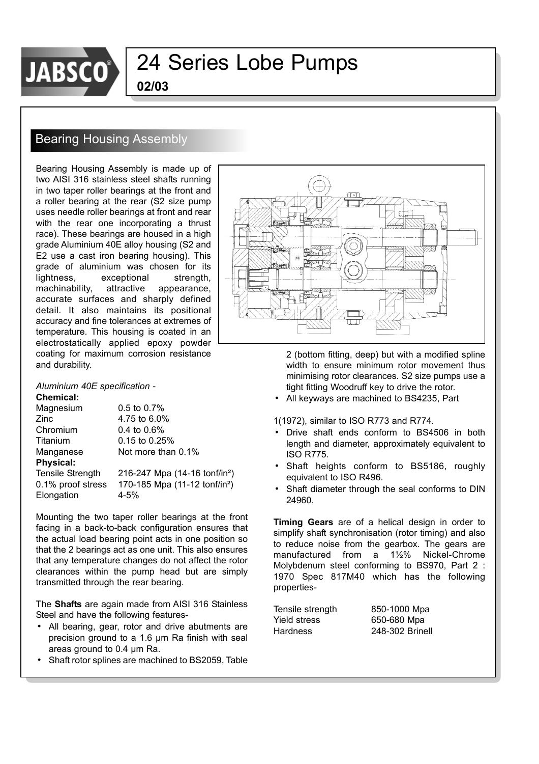# 24 Series Lobe Pumps

**02/03**

## Bearing Housing Assembly

Bearing Housing Assembly is made up of two AISI 316 stainless steel shafts running in two taper roller bearings at the front and a roller bearing at the rear (S2 size pump uses needle roller bearings at front and rear with the rear one incorporating a thrust race). These bearings are housed in a high grade Aluminium 40E alloy housing (S2 and E2 use a cast iron bearing housing). This grade of aluminium was chosen for its lightness, exceptional strength, machinability, attractive appearance, accurate surfaces and sharply defined detail. It also maintains its positional accuracy and fine tolerances at extremes of temperature. This housing is coated in an electrostatically applied epoxy powder coating for maximum corrosion resistance and durability.

*Aluminium 40E specification -*

**Chemical:**

| | |
|---|---|
| Magnesium | 0.5 to 0.7% |
| Zinc | 4.75 to 6.0% |
| Chromium | 0.4 to 0.6% |
| Titanium | 0.15 to 0.25% |
| Manganese | Not more than 0.1% |

**Physical:**

| | |
|---|---|
| Tensile Strength | 216-247 Mpa (14-16 tonf/in²) |
| 0.1% proof stress | 170-185 Mpa (11-12 tonf/in²) |
| Elongation | 4-5% |

Mounting the two taper roller bearings at the front facing in a back-to-back configuration ensures that the actual load bearing point acts in one position so that the 2 bearings act as one unit. This also ensures that any temperature changes do not affect the rotor clearances within the pump head but are simply transmitted through the rear bearing.

The **Shafts** are again made from AISI 316 Stainless Steel and have the following features-

- All bearing, gear, rotor and drive abutments are precision ground to a 1.6 μm Ra finish with seal areas ground to 0.4 μm Ra.
- Shaft rotor splines are machined to BS2059, Table 2 (bottom fitting, deep) but with a modified spline width to ensure minimum rotor movement thus minimising rotor clearances. S2 size pumps use a tight fitting Woodruff key to drive the rotor.
- All keyways are machined to BS4235, Part 1(1972), similar to ISO R773 and R774.
- Drive shaft ends conform to BS4506 in both length and diameter, approximately equivalent to ISO R775.
- Shaft heights conform to BS5186, roughly equivalent to ISO R496.
- Shaft diameter through the seal conforms to DIN 24960.

**Timing Gears** are of a helical design in order to simplify shaft synchronisation (rotor timing) and also to reduce noise from the gearbox. The gears are manufactured from a 1½% Nickel-Chrome Molybdenum steel conforming to BS970, Part 2 : 1970 Spec 817M40 which has the following properties-

| | |
|---|---|
| Tensile strength | 850-1000 Mpa |
| Yield stress | 650-680 Mpa |
| Hardness | 248-302 Brinell |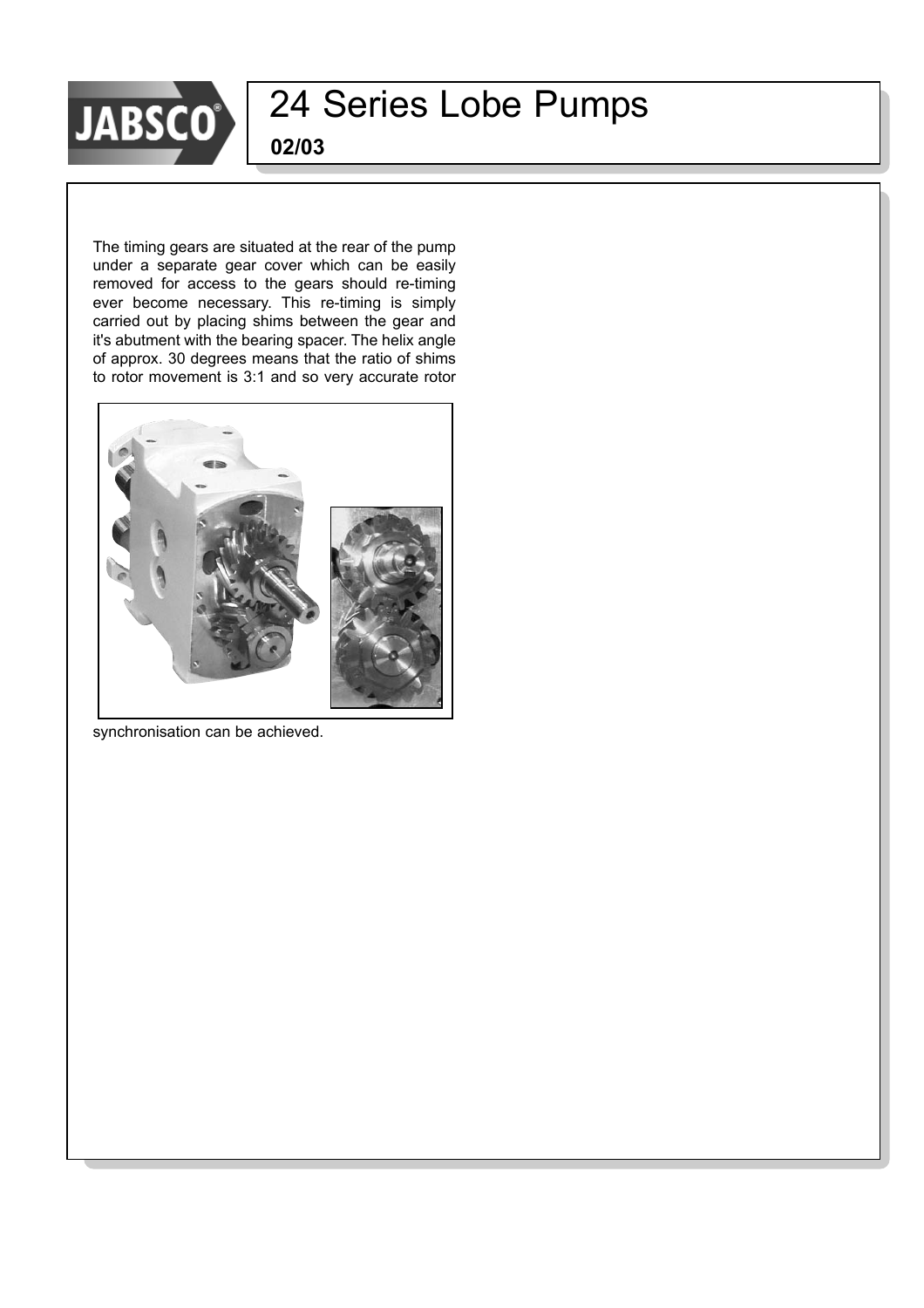The timing gears are situated at the rear of the pump under a separate gear cover which can be easily removed for access to the gears should re-timing ever become necessary. This re-timing is simply carried out by placing shims between the gear and it's abutment with the bearing spacer. The helix angle of approx. 30 degrees means that the ratio of shims to rotor movement is 3:1 and so very accurate rotor synchronisation can be achieved.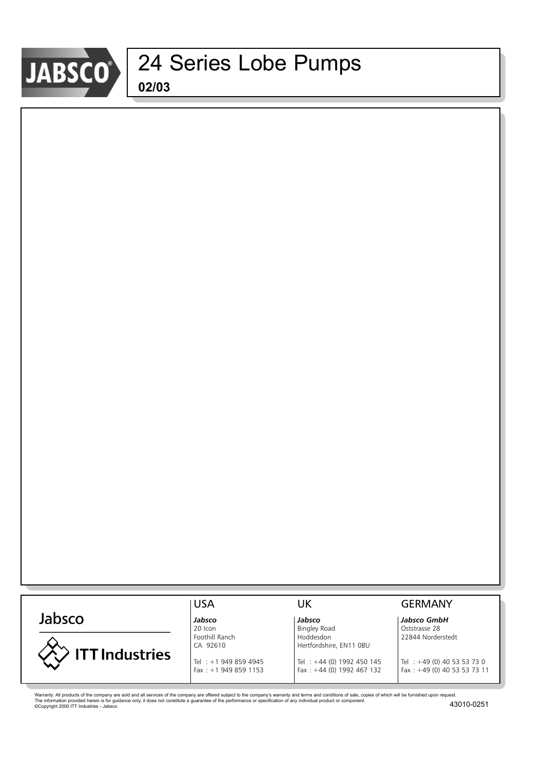# 24 Series Lobe Pumps

**02/03**

Jabsco

ITT Industries

| USA | UK | GERMANY |
|---|---|---|
| ***Jabsco*** | ***Jabsco*** | ***Jabsco GmbH*** |
| 20 Icon | Bingley Road | Oststrasse 28 |
| Foothill Ranch | Hoddesdon | 22844 Norderstedt |
| CA 92610 | Hertfordshire, EN11 0BU | |
| Tel : +1 949 859 4945 | Tel : +44 (0) 1992 450 145 | Tel : +49 (0) 40 53 53 73 0 |
| Fax : +1 949 859 1153 | Fax : +44 (0) 1992 467 132 | Fax : +49 (0) 40 53 53 73 11 |

Warranty: All products of the company are sold and all services of the company are offered subject to the company's warranty and terms and conditions of sale, copies of which will be furnished upon request.
The information provided herein is for guidance only, it does not constitute a guarantee of the performance or specification of any individual product or component.
©Copyright 2000 ITT Industries - Jabsco

43010-0251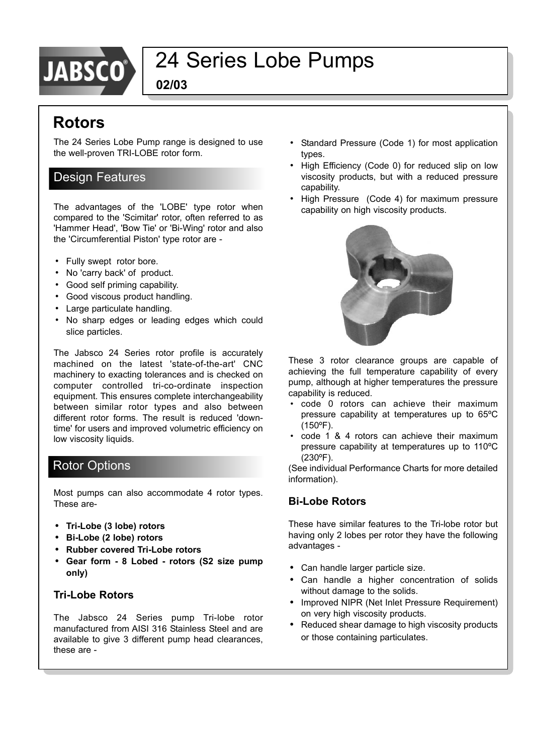# 24 Series Lobe Pumps

**02/03**

## Rotors

The 24 Series Lobe Pump range is designed to use the well-proven TRI-LOBE rotor form.

### Design Features

The advantages of the 'LOBE' type rotor when compared to the 'Scimitar' rotor, often referred to as 'Hammer Head', 'Bow Tie' or 'Bi-Wing' rotor and also the 'Circumferential Piston' type rotor are -

- Fully swept rotor bore.
- No 'carry back' of product.
- Good self priming capability.
- Good viscous product handling.
- Large particulate handling.
- No sharp edges or leading edges which could slice particles.

The Jabsco 24 Series rotor profile is accurately machined on the latest 'state-of-the-art' CNC machinery to exacting tolerances and is checked on computer controlled tri-co-ordinate inspection equipment. This ensures complete interchangeability between similar rotor types and also between different rotor forms. The result is reduced 'down-time' for users and improved volumetric efficiency on low viscosity liquids.

### Rotor Options

Most pumps can also accommodate 4 rotor types. These are-

- **Tri-Lobe (3 lobe) rotors**
- **Bi-Lobe (2 lobe) rotors**
- **Rubber covered Tri-Lobe rotors**
- **Gear form - 8 Lobed - rotors (S2 size pump only)**

### Tri-Lobe Rotors

The Jabsco 24 Series pump Tri-lobe rotor manufactured from AISI 316 Stainless Steel and are available to give 3 different pump head clearances, these are -

- Standard Pressure (Code 1) for most application types.
- High Efficiency (Code 0) for reduced slip on low viscosity products, but with a reduced pressure capability.
- High Pressure (Code 4) for maximum pressure capability on high viscosity products.

These 3 rotor clearance groups are capable of achieving the full temperature capability of every pump, although at higher temperatures the pressure capability is reduced.

- code 0 rotors can achieve their maximum pressure capability at temperatures up to 65ºC (150ºF).
- code 1 & 4 rotors can achieve their maximum pressure capability at temperatures up to 110ºC (230ºF).

(See individual Performance Charts for more detailed information).

### Bi-Lobe Rotors

These have similar features to the Tri-lobe rotor but having only 2 lobes per rotor they have the following advantages -

- Can handle larger particle size.
- Can handle a higher concentration of solids without damage to the solids.
- Improved NIPR (Net Inlet Pressure Requirement) on very high viscosity products.
- Reduced shear damage to high viscosity products or those containing particulates.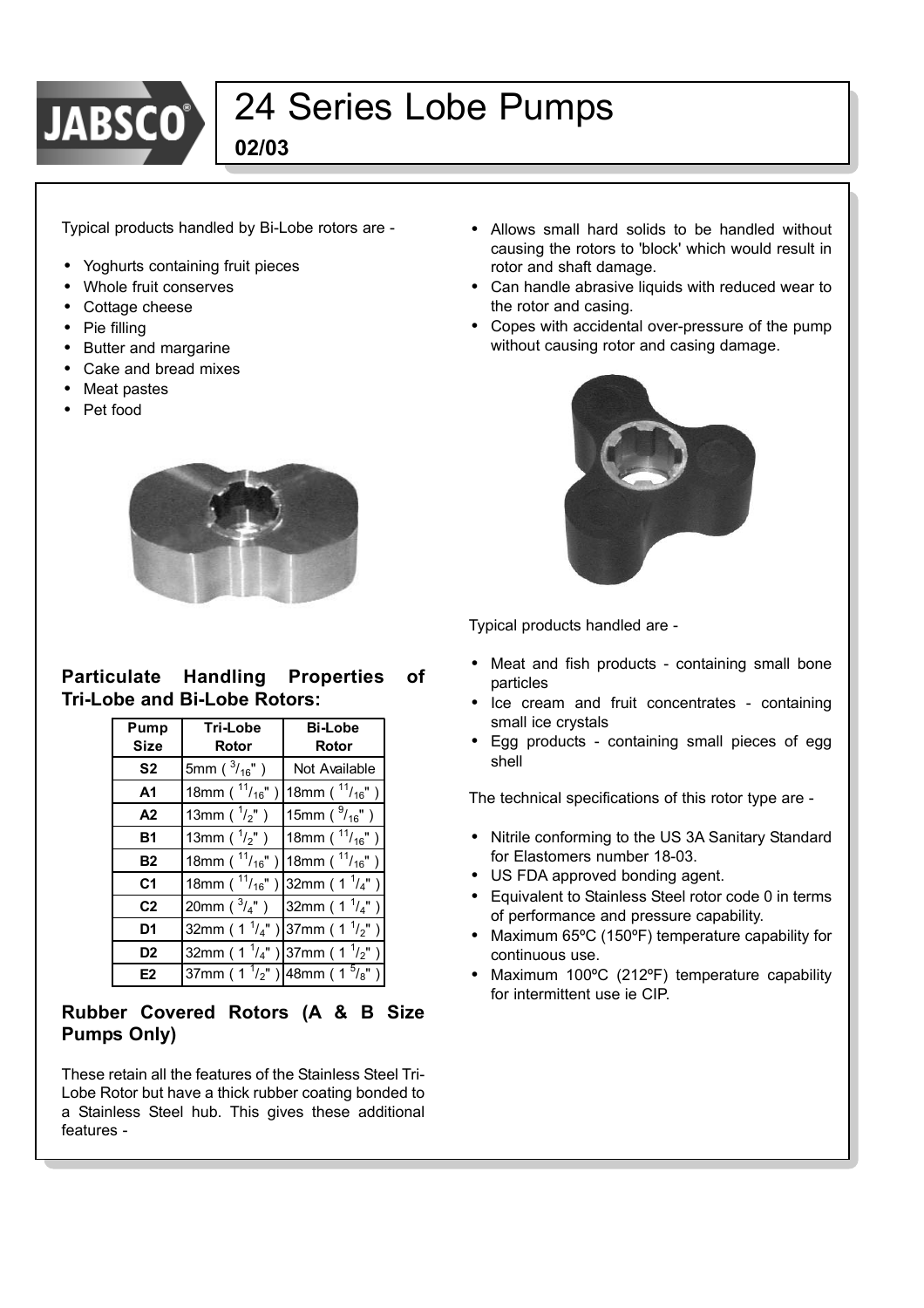# 24 Series Lobe Pumps

**02/03**

Typical products handled by Bi-Lobe rotors are -

- Yoghurts containing fruit pieces
- Whole fruit conserves
- Cottage cheese
- Pie filling
- Butter and margarine
- Cake and bread mixes
- Meat pastes
- Pet food

### Particulate Handling Properties of Tri-Lobe and Bi-Lobe Rotors:

| Pump Size | Tri-Lobe Rotor | Bi-Lobe Rotor |
|---|---|---|
| S2 | 5mm ( $^{3}/_{16}$" ) | Not Available |
| A1 | 18mm ( $^{11}/_{16}$" ) | 18mm ( $^{11}/_{16}$" ) |
| A2 | 13mm ( $^{1}/_{2}$" ) | 15mm ( $^{9}/_{16}$" ) |
| B1 | 13mm ( $^{1}/_{2}$" ) | 18mm ( $^{11}/_{16}$" ) |
| B2 | 18mm ( $^{11}/_{16}$" ) | 18mm ( $^{11}/_{16}$" ) |
| C1 | 18mm ( $^{11}/_{16}$" ) | 32mm ( 1 $^{1}/_{4}$" ) |
| C2 | 20mm ( $^{3}/_{4}$" ) | 32mm ( 1 $^{1}/_{4}$" ) |
| D1 | 32mm ( 1 $^{1}/_{4}$" ) | 37mm ( 1 $^{1}/_{2}$" ) |
| D2 | 32mm ( 1 $^{1}/_{4}$" ) | 37mm ( 1 $^{1}/_{2}$" ) |
| E2 | 37mm ( 1 $^{1}/_{2}$" ) | 48mm ( 1 $^{5}/_{8}$" ) |

### Rubber Covered Rotors (A & B Size Pumps Only)

These retain all the features of the Stainless Steel Tri-Lobe Rotor but have a thick rubber coating bonded to a Stainless Steel hub. This gives these additional features -

- Allows small hard solids to be handled without causing the rotors to 'block' which would result in rotor and shaft damage.
- Can handle abrasive liquids with reduced wear to the rotor and casing.
- Copes with accidental over-pressure of the pump without causing rotor and casing damage.

Typical products handled are -

- Meat and fish products - containing small bone particles
- Ice cream and fruit concentrates - containing small ice crystals
- Egg products - containing small pieces of egg shell

The technical specifications of this rotor type are -

- Nitrile conforming to the US 3A Sanitary Standard for Elastomers number 18-03.
- US FDA approved bonding agent.
- Equivalent to Stainless Steel rotor code 0 in terms of performance and pressure capability.
- Maximum 65ºC (150ºF) temperature capability for continuous use.
- Maximum 100ºC (212ºF) temperature capability for intermittent use ie CIP.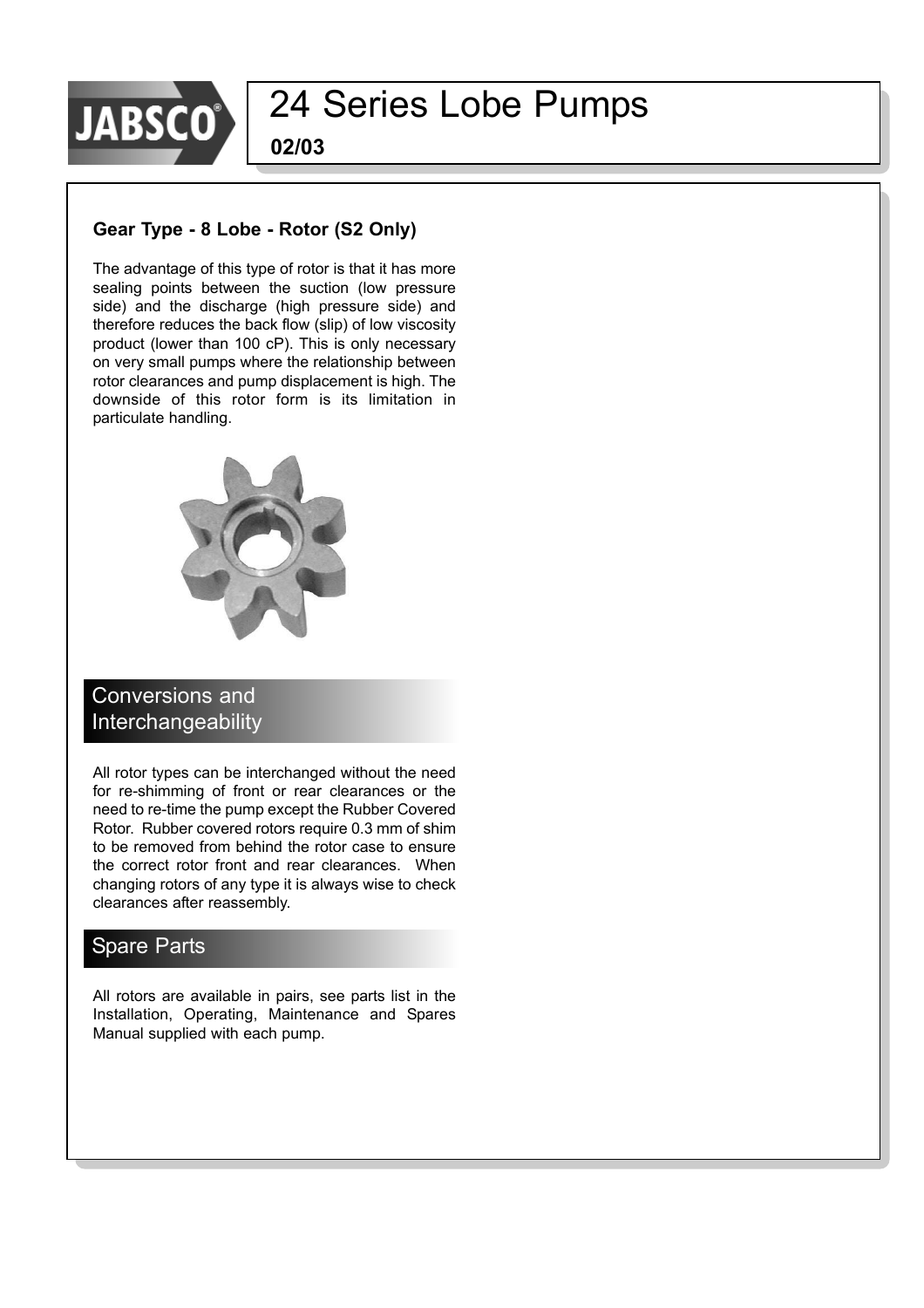### Gear Type - 8 Lobe - Rotor (S2 Only)

The advantage of this type of rotor is that it has more sealing points between the suction (low pressure side) and the discharge (high pressure side) and therefore reduces the back flow (slip) of low viscosity product (lower than 100 cP). This is only necessary on very small pumps where the relationship between rotor clearances and pump displacement is high. The downside of this rotor form is its limitation in particulate handling.

## Conversions and Interchangeability

All rotor types can be interchanged without the need for re-shimming of front or rear clearances or the need to re-time the pump except the Rubber Covered Rotor. Rubber covered rotors require 0.3 mm of shim to be removed from behind the rotor case to ensure the correct rotor front and rear clearances. When changing rotors of any type it is always wise to check clearances after reassembly.

## Spare Parts

All rotors are available in pairs, see parts list in the Installation, Operating, Maintenance and Spares Manual supplied with each pump.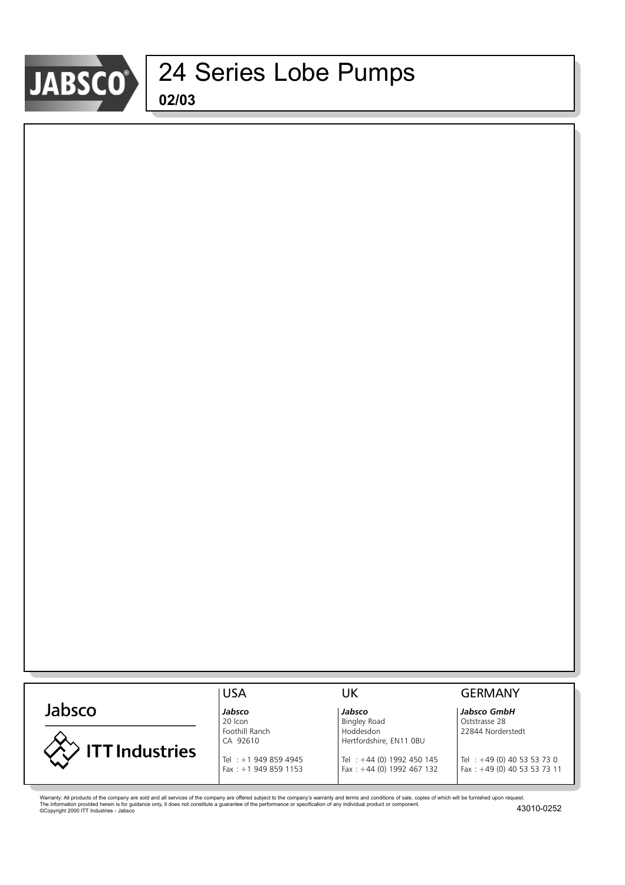# 24 Series Lobe Pumps

**02/03**

Jabsco

ITT Industries

| USA | UK | GERMANY |
|---|---|---|
| ***Jabsco*** | ***Jabsco*** | ***Jabsco GmbH*** |
| 20 Icon | Bingley Road | Oststrasse 28 |
| Foothill Ranch | Hoddesdon | 22844 Norderstedt |
| CA 92610 | Hertfordshire, EN11 0BU | |
| Tel : +1 949 859 4945 | Tel : +44 (0) 1992 450 145 | Tel : +49 (0) 40 53 53 73 0 |
| Fax : +1 949 859 1153 | Fax : +44 (0) 1992 467 132 | Fax : +49 (0) 40 53 53 73 11 |

Warranty: All products of the company are sold and all services of the company are offered subject to the company's warranty and terms and conditions of sale, copies of which will be furnished upon request.
The information provided herein is for guidance only, it does not constitute a guarantee of the performance or specification of any individual product or component.
©Copyright 2000 ITT Industries - Jabsco

43010-0252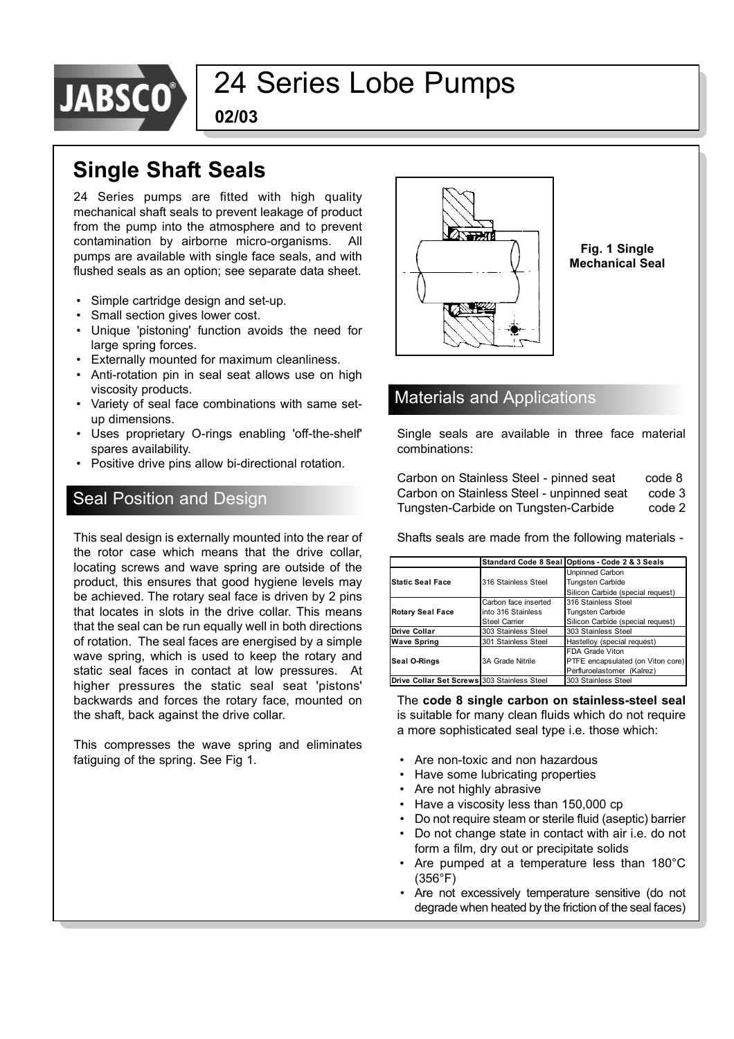# 24 Series Lobe Pumps

**02/03**

## Single Shaft Seals

24 Series pumps are fitted with high quality mechanical shaft seals to prevent leakage of product from the pump into the atmosphere and to prevent contamination by airborne micro-organisms. All pumps are available with single face seals, and with flushed seals as an option; see separate data sheet.

- Simple cartridge design and set-up.
- Small section gives lower cost.
- Unique 'pistoning' function avoids the need for large spring forces.
- Externally mounted for maximum cleanliness.
- Anti-rotation pin in seal seat allows use on high viscosity products.
- Variety of seal face combinations with same set-up dimensions.
- Uses proprietary O-rings enabling 'off-the-shelf' spares availability.
- Positive drive pins allow bi-directional rotation.

### Seal Position and Design

This seal design is externally mounted into the rear of the rotor case which means that the drive collar, locating screws and wave spring are outside of the product, this ensures that good hygiene levels may be achieved. The rotary seal face is driven by 2 pins that locates in slots in the drive collar. This means that the seal can be run equally well in both directions of rotation. The seal faces are energised by a simple wave spring, which is used to keep the rotary and static seal faces in contact at low pressures. At higher pressures the static seal seat 'pistons' backwards and forces the rotary face, mounted on the shaft, back against the drive collar.

This compresses the wave spring and eliminates fatiguing of the spring. See Fig 1.

**Fig. 1 Single Mechanical Seal**

### Materials and Applications

Single seals are available in three face material combinations:

Carbon on Stainless Steel - pinned seat code 8
Carbon on Stainless Steel - unpinned seat code 3
Tungsten-Carbide on Tungsten-Carbide code 2

Shafts seals are made from the following materials -

| | Standard Code 8 Seal | Options - Code 2 & 3 Seals |
|---|---|---|
| **Static Seal Face** | 316 Stainless Steel | Unpinned Carbon<br>Tungsten Carbide<br>Silicon Carbide (special request) |
| **Rotary Seal Face** | Carbon face inserted into 316 Stainless Steel Carrier | 316 Stainless Steel<br>Tungsten Carbide<br>Silicon Carbide (special request) |
| **Drive Collar** | 303 Stainless Steel | 303 Stainless Steel |
| **Wave Spring** | 301 Stainless Steel | Hastelloy (special request) |
| **Seal O-Rings** | 3A Grade Nitrile | FDA Grade Viton<br>PTFE encapsulated (on Viton core)<br>Perfluroelastomer (Kalrez) |
| **Drive Collar Set Screws** | 303 Stainless Steel | 303 Stainless Steel |

The **code 8 single carbon on stainless-steel seal** is suitable for many clean fluids which do not require a more sophisticated seal type i.e. those which:

- Are non-toxic and non hazardous
- Have some lubricating properties
- Are not highly abrasive
- Have a viscosity less than 150,000 cp
- Do not require steam or sterile fluid (aseptic) barrier
- Do not change state in contact with air i.e. do not form a film, dry out or precipitate solids
- Are pumped at a temperature less than 180°C (356°F)
- Are not excessively temperature sensitive (do not degrade when heated by the friction of the seal faces)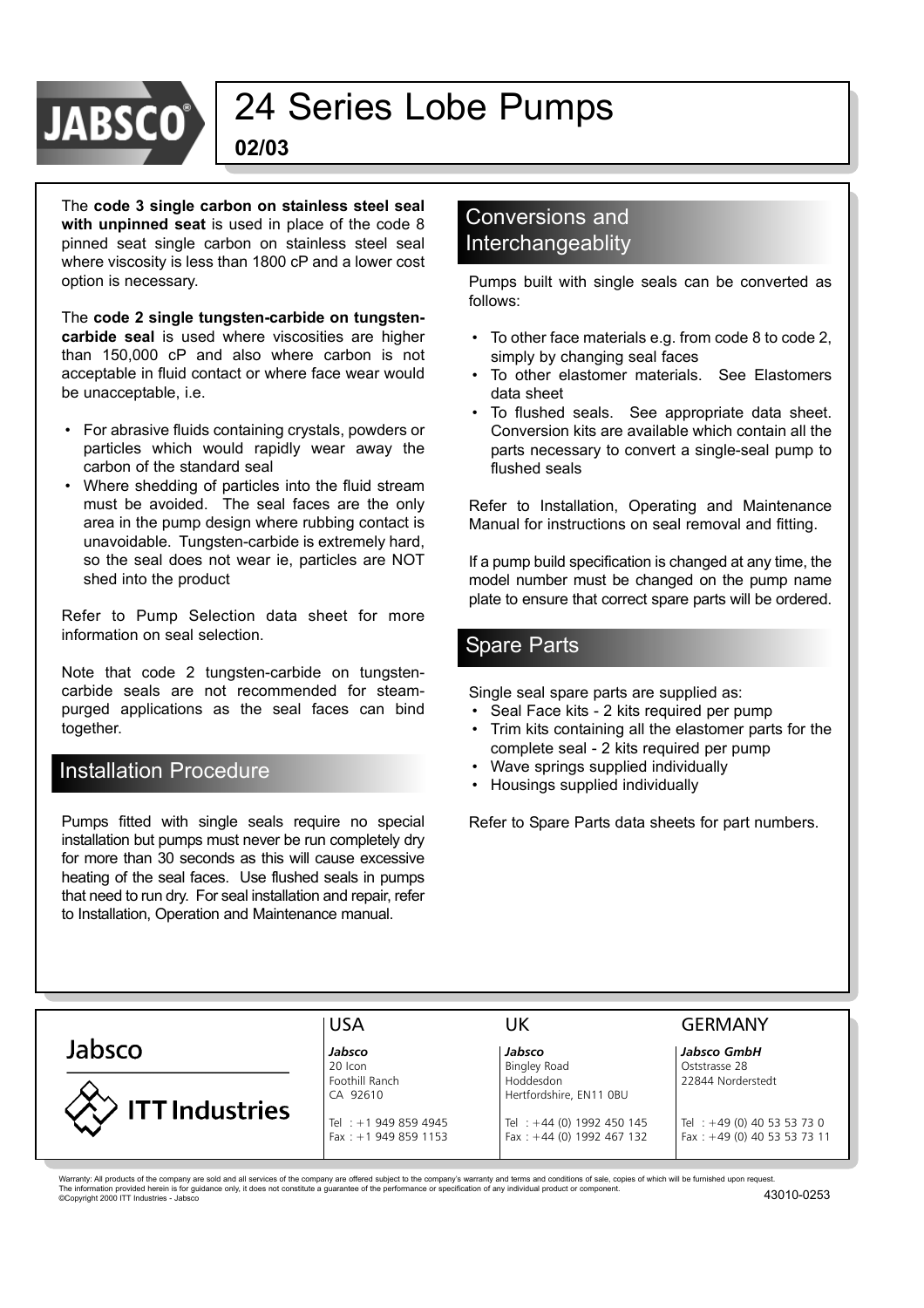# 24 Series Lobe Pumps

**02/03**

The **code 3 single carbon on stainless steel seal with unpinned seat** is used in place of the code 8 pinned seat single carbon on stainless steel seal where viscosity is less than 1800 cP and a lower cost option is necessary.

The **code 2 single tungsten-carbide on tungsten-carbide seal** is used where viscosities are higher than 150,000 cP and also where carbon is not acceptable in fluid contact or where face wear would be unacceptable, i.e.

- For abrasive fluids containing crystals, powders or particles which would rapidly wear away the carbon of the standard seal
- Where shedding of particles into the fluid stream must be avoided. The seal faces are the only area in the pump design where rubbing contact is unavoidable. Tungsten-carbide is extremely hard, so the seal does not wear ie, particles are NOT shed into the product

Refer to Pump Selection data sheet for more information on seal selection.

Note that code 2 tungsten-carbide on tungsten-carbide seals are not recommended for steam-purged applications as the seal faces can bind together.

## Installation Procedure

Pumps fitted with single seals require no special installation but pumps must never be run completely dry for more than 30 seconds as this will cause excessive heating of the seal faces. Use flushed seals in pumps that need to run dry. For seal installation and repair, refer to Installation, Operation and Maintenance manual.

## Conversions and Interchangeablity

Pumps built with single seals can be converted as follows:

- To other face materials e.g. from code 8 to code 2, simply by changing seal faces
- To other elastomer materials. See Elastomers data sheet
- To flushed seals. See appropriate data sheet. Conversion kits are available which contain all the parts necessary to convert a single-seal pump to flushed seals

Refer to Installation, Operating and Maintenance Manual for instructions on seal removal and fitting.

If a pump build specification is changed at any time, the model number must be changed on the pump name plate to ensure that correct spare parts will be ordered.

## Spare Parts

Single seal spare parts are supplied as:

- Seal Face kits - 2 kits required per pump
- Trim kits containing all the elastomer parts for the complete seal - 2 kits required per pump
- Wave springs supplied individually
- Housings supplied individually

Refer to Spare Parts data sheets for part numbers.

Jabsco

ITT Industries

| USA | UK | GERMANY |
|---|---|---|
| ***Jabsco*** | ***Jabsco*** | ***Jabsco GmbH*** |
| 20 Icon | Bingley Road | Oststrasse 28 |
| Foothill Ranch | Hoddesdon | 22844 Norderstedt |
| CA 92610 | Hertfordshire, EN11 0BU | |
| Tel : +1 949 859 4945 | Tel : +44 (0) 1992 450 145 | Tel : +49 (0) 40 53 53 73 0 |
| Fax : +1 949 859 1153 | Fax : +44 (0) 1992 467 132 | Fax : +49 (0) 40 53 53 73 11 |

Warranty: All products of the company are sold and all services of the company are offered subject to the company's warranty and terms and conditions of sale, copies of which will be furnished upon request.
The information provided herein is for guidance only, it does not constitute a guarantee of the performance or specification of any individual product or component.
©Copyright 2000 ITT Industries - Jabsco

43010-0253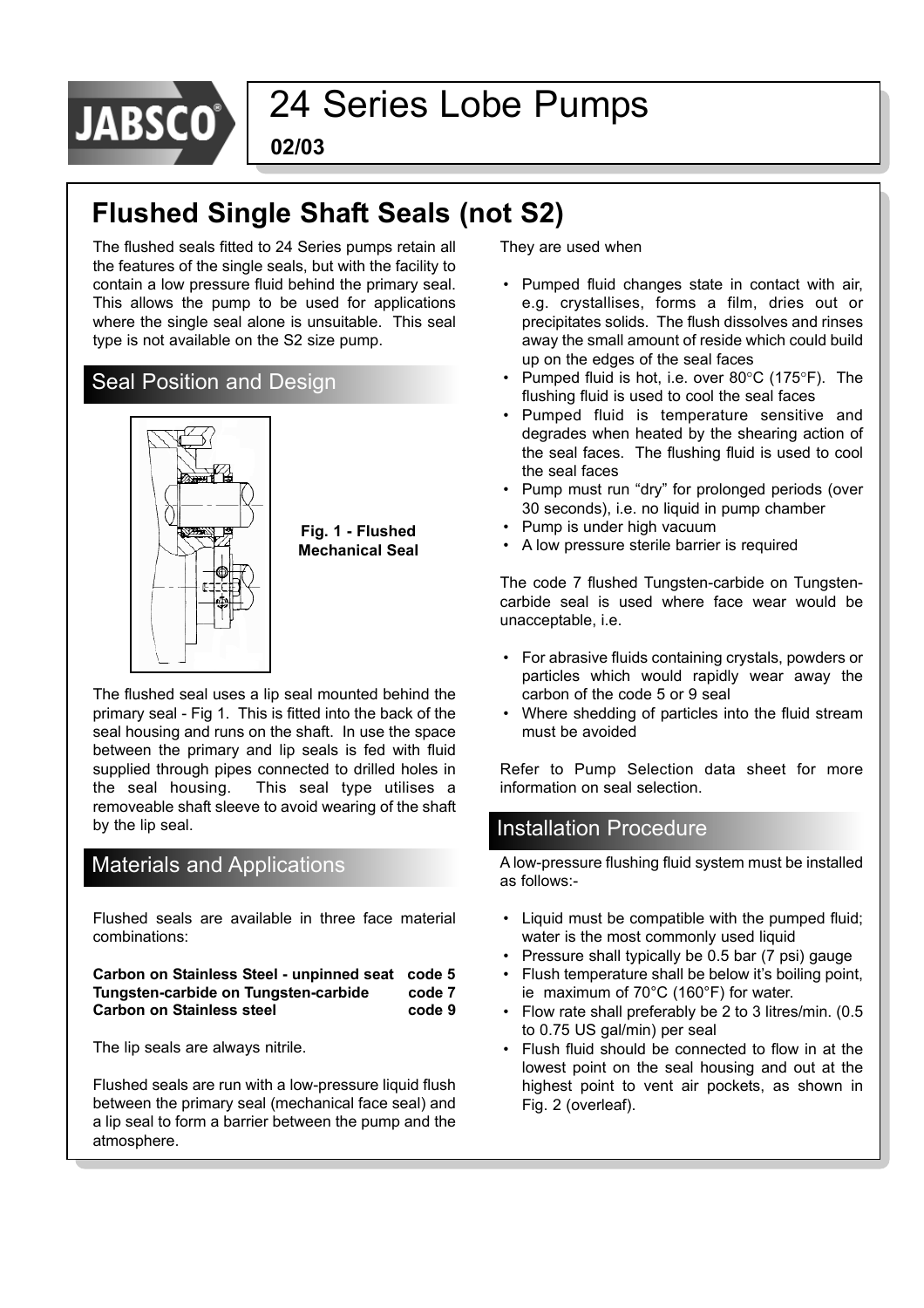# 24 Series Lobe Pumps

**02/03**

## Flushed Single Shaft Seals (not S2)

The flushed seals fitted to 24 Series pumps retain all the features of the single seals, but with the facility to contain a low pressure fluid behind the primary seal. This allows the pump to be used for applications where the single seal alone is unsuitable. This seal type is not available on the S2 size pump.

### Seal Position and Design

**Fig. 1 - Flushed Mechanical Seal**

The flushed seal uses a lip seal mounted behind the primary seal - Fig 1. This is fitted into the back of the seal housing and runs on the shaft. In use the space between the primary and lip seals is fed with fluid supplied through pipes connected to drilled holes in the seal housing. This seal type utilises a removeable shaft sleeve to avoid wearing of the shaft by the lip seal.

### Materials and Applications

Flushed seals are available in three face material combinations:

| | |
|---|---|
| **Carbon on Stainless Steel - unpinned seat** | **code 5** |
| **Tungsten-carbide on Tungsten-carbide** | **code 7** |
| **Carbon on Stainless steel** | **code 9** |

The lip seals are always nitrile.

Flushed seals are run with a low-pressure liquid flush between the primary seal (mechanical face seal) and a lip seal to form a barrier between the pump and the atmosphere.

They are used when

- Pumped fluid changes state in contact with air, e.g. crystallises, forms a film, dries out or precipitates solids. The flush dissolves and rinses away the small amount of reside which could build up on the edges of the seal faces
- Pumped fluid is hot, i.e. over 80°C (175°F). The flushing fluid is used to cool the seal faces
- Pumped fluid is temperature sensitive and degrades when heated by the shearing action of the seal faces. The flushing fluid is used to cool the seal faces
- Pump must run "dry" for prolonged periods (over 30 seconds), i.e. no liquid in pump chamber
- Pump is under high vacuum
- A low pressure sterile barrier is required

The code 7 flushed Tungsten-carbide on Tungsten-carbide seal is used where face wear would be unacceptable, i.e.

- For abrasive fluids containing crystals, powders or particles which would rapidly wear away the carbon of the code 5 or 9 seal
- Where shedding of particles into the fluid stream must be avoided

Refer to Pump Selection data sheet for more information on seal selection.

### Installation Procedure

A low-pressure flushing fluid system must be installed as follows:-

- Liquid must be compatible with the pumped fluid; water is the most commonly used liquid
- Pressure shall typically be 0.5 bar (7 psi) gauge
- Flush temperature shall be below it's boiling point, ie maximum of 70°C (160°F) for water.
- Flow rate shall preferably be 2 to 3 litres/min. (0.5 to 0.75 US gal/min) per seal
- Flush fluid should be connected to flow in at the lowest point on the seal housing and out at the highest point to vent air pockets, as shown in Fig. 2 (overleaf).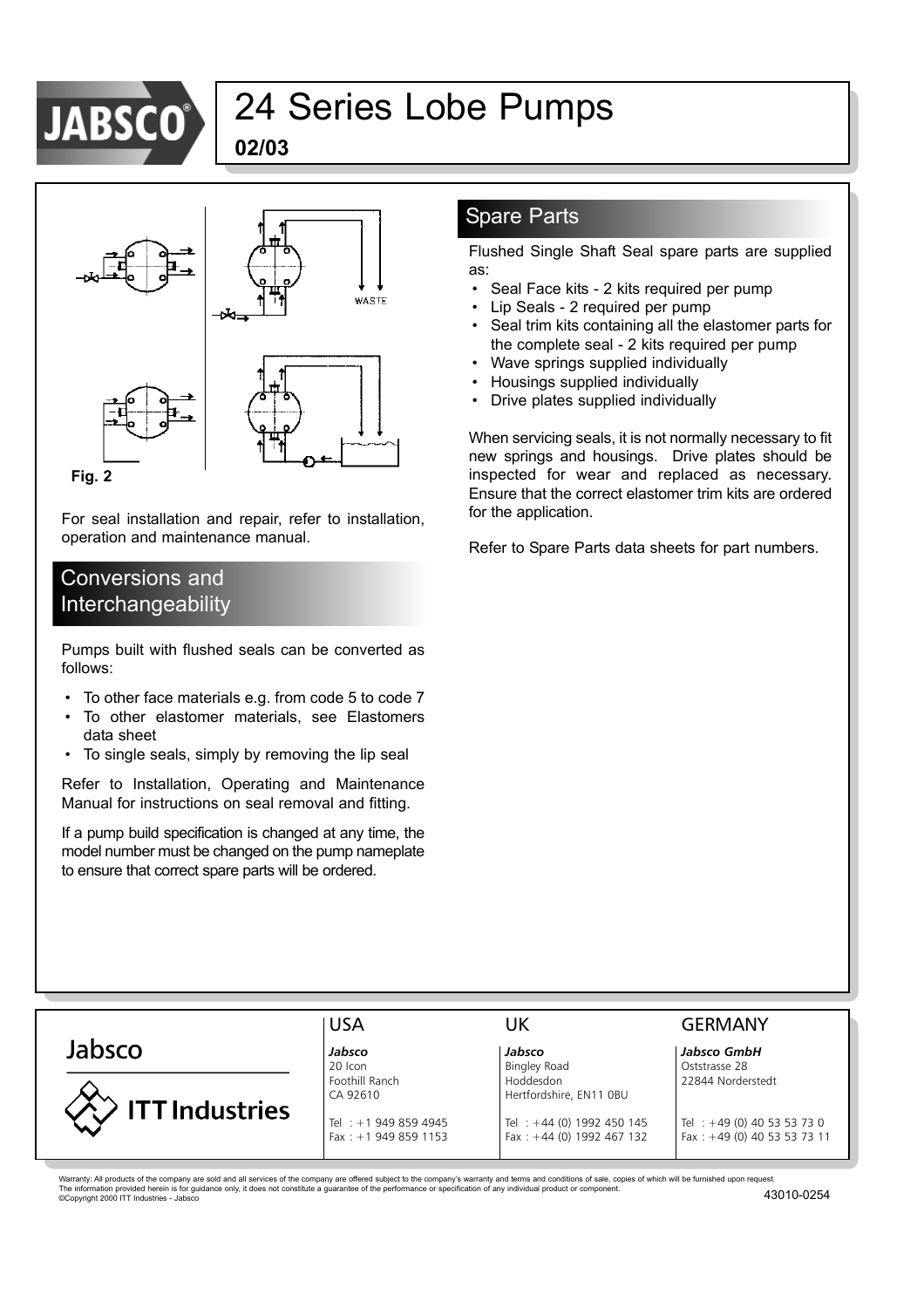# 24 Series Lobe Pumps

**02/03**

WASTE

Fig. 2

For seal installation and repair, refer to installation, operation and maintenance manual.

## Conversions and Interchangeability

Pumps built with flushed seals can be converted as follows:

- To other face materials e.g. from code 5 to code 7
- To other elastomer materials, see Elastomers data sheet
- To single seals, simply by removing the lip seal

Refer to Installation, Operating and Maintenance Manual for instructions on seal removal and fitting.

If a pump build specification is changed at any time, the model number must be changed on the pump nameplate to ensure that correct spare parts will be ordered.

## Spare Parts

Flushed Single Shaft Seal spare parts are supplied as:

- Seal Face kits - 2 kits required per pump
- Lip Seals - 2 required per pump
- Seal trim kits containing all the elastomer parts for the complete seal - 2 kits required per pump
- Wave springs supplied individually
- Housings supplied individually
- Drive plates supplied individually

When servicing seals, it is not normally necessary to fit new springs and housings. Drive plates should be inspected for wear and replaced as necessary. Ensure that the correct elastomer trim kits are ordered for the application.

Refer to Spare Parts data sheets for part numbers.

Jabsco

ITT Industries

| USA | UK | GERMANY |
|---|---|---|
| ***Jabsco*** | ***Jabsco*** | ***Jabsco GmbH*** |
| 20 Icon | Bingley Road | Oststrasse 28 |
| Foothill Ranch | Hoddesdon | 22844 Norderstedt |
| CA 92610 | Hertfordshire, EN11 0BU | |
| Tel : +1 949 859 4945 | Tel : +44 (0) 1992 450 145 | Tel : +49 (0) 40 53 53 73 0 |
| Fax : +1 949 859 1153 | Fax : +44 (0) 1992 467 132 | Fax : +49 (0) 40 53 53 73 11 |

Warranty: All products of the company are sold and all services of the company are offered subject to the company's warranty and terms and conditions of sale, copies of which will be furnished upon request.
The information provided herein is for guidance only, it does not constitute a guarantee of the performance or specification of any individual product or component.
©Copyright 2000 ITT Industries - Jabsco

43010-0254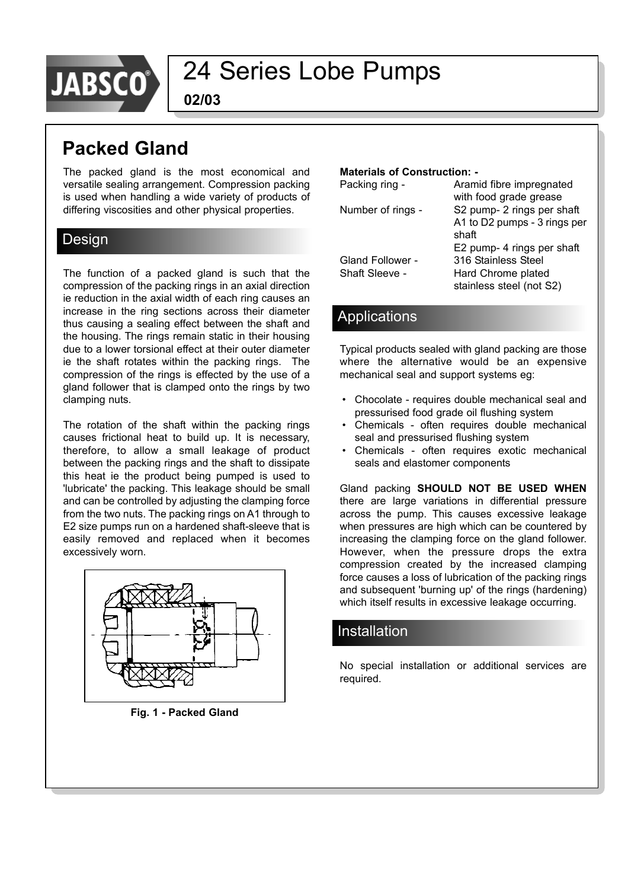# 24 Series Lobe Pumps

**02/03**

## Packed Gland

The packed gland is the most economical and versatile sealing arrangement. Compression packing is used when handling a wide variety of products of differing viscosities and other physical properties.

### Design

The function of a packed gland is such that the compression of the packing rings in an axial direction ie reduction in the axial width of each ring causes an increase in the ring sections across their diameter thus causing a sealing effect between the shaft and the housing. The rings remain static in their housing due to a lower torsional effect at their outer diameter ie the shaft rotates within the packing rings. The compression of the rings is effected by the use of a gland follower that is clamped onto the rings by two clamping nuts.

The rotation of the shaft within the packing rings causes frictional heat to build up. It is necessary, therefore, to allow a small leakage of product between the packing rings and the shaft to dissipate this heat ie the product being pumped is used to 'lubricate' the packing. This leakage should be small and can be controlled by adjusting the clamping force from the two nuts. The packing rings on A1 through to E2 size pumps run on a hardened shaft-sleeve that is easily removed and replaced when it becomes excessively worn.

**Fig. 1 - Packed Gland**

**Materials of Construction: -**

| | |
|---|---|
| Packing ring - | Aramid fibre impregnated with food grade grease |
| Number of rings - | S2 pump- 2 rings per shaft<br>A1 to D2 pumps - 3 rings per shaft<br>E2 pump- 4 rings per shaft |
| Gland Follower - | 316 Stainless Steel |
| Shaft Sleeve - | Hard Chrome plated stainless steel (not S2) |

### Applications

Typical products sealed with gland packing are those where the alternative would be an expensive mechanical seal and support systems eg:

- Chocolate - requires double mechanical seal and pressurised food grade oil flushing system
- Chemicals - often requires double mechanical seal and pressurised flushing system
- Chemicals - often requires exotic mechanical seals and elastomer components

Gland packing **SHOULD NOT BE USED WHEN** there are large variations in differential pressure across the pump. This causes excessive leakage when pressures are high which can be countered by increasing the clamping force on the gland follower. However, when the pressure drops the extra compression created by the increased clamping force causes a loss of lubrication of the packing rings and subsequent 'burning up' of the rings (hardening) which itself results in excessive leakage occurring.

### Installation

No special installation or additional services are required.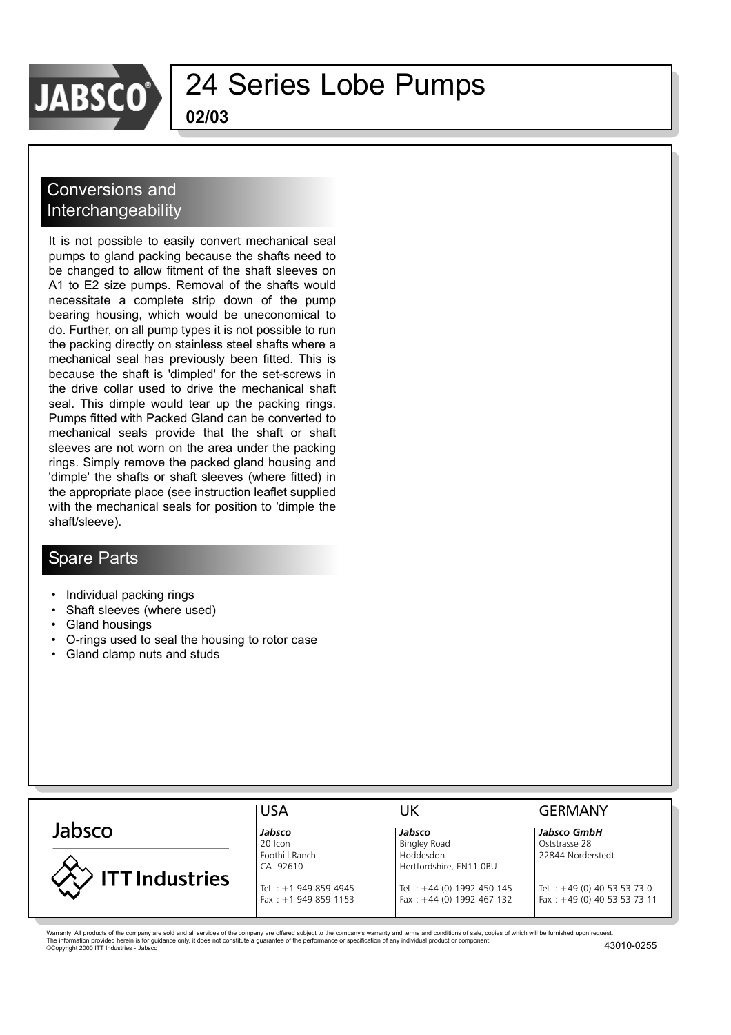# 24 Series Lobe Pumps

**02/03**

## Conversions and Interchangeability

It is not possible to easily convert mechanical seal pumps to gland packing because the shafts need to be changed to allow fitment of the shaft sleeves on A1 to E2 size pumps. Removal of the shafts would necessitate a complete strip down of the pump bearing housing, which would be uneconomical to do. Further, on all pump types it is not possible to run the packing directly on stainless steel shafts where a mechanical seal has previously been fitted. This is because the shaft is 'dimpled' for the set-screws in the drive collar used to drive the mechanical shaft seal. This dimple would tear up the packing rings. Pumps fitted with Packed Gland can be converted to mechanical seals provide that the shaft or shaft sleeves are not worn on the area under the packing rings. Simply remove the packed gland housing and 'dimple' the shafts or shaft sleeves (where fitted) in the appropriate place (see instruction leaflet supplied with the mechanical seals for position to 'dimple the shaft/sleeve).

## Spare Parts

- Individual packing rings
- Shaft sleeves (where used)
- Gland housings
- O-rings used to seal the housing to rotor case
- Gland clamp nuts and studs

Jabsco

ITT Industries

| USA | UK | GERMANY |
|---|---|---|
| ***Jabsco*** | ***Jabsco*** | ***Jabsco GmbH*** |
| 20 Icon | Bingley Road | Oststrasse 28 |
| Foothill Ranch | Hoddesdon | 22844 Norderstedt |
| CA 92610 | Hertfordshire, EN11 0BU | |
| Tel : +1 949 859 4945 | Tel : +44 (0) 1992 450 145 | Tel : +49 (0) 40 53 53 73 0 |
| Fax : +1 949 859 1153 | Fax : +44 (0) 1992 467 132 | Fax : +49 (0) 40 53 53 73 11 |

Warranty: All products of the company are sold and all services of the company are offered subject to the company's warranty and terms and conditions of sale, copies of which will be furnished upon request.
The information provided herein is for guidance only, it does not constitute a guarantee of the performance or specification of any individual product or component.
©Copyright 2000 ITT Industries - Jabsco

43010-0255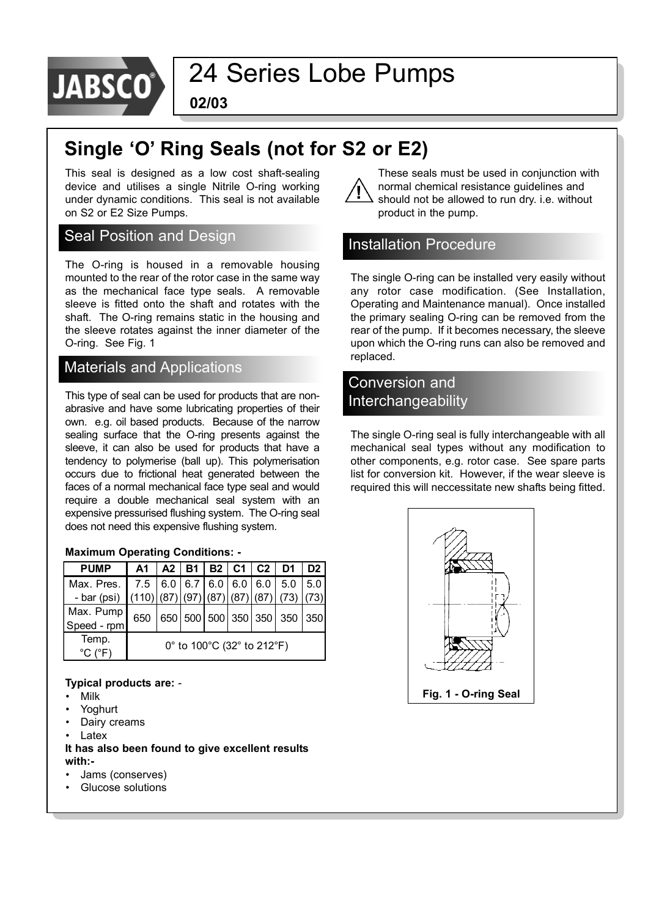# 24 Series Lobe Pumps

**02/03**

## Single 'O' Ring Seals (not for S2 or E2)

This seal is designed as a low cost shaft-sealing device and utilises a single Nitrile O-ring working under dynamic conditions. This seal is not available on S2 or E2 Size Pumps.

These seals must be used in conjunction with normal chemical resistance guidelines and should not be allowed to run dry. i.e. without product in the pump.

### Seal Position and Design

The O-ring is housed in a removable housing mounted to the rear of the rotor case in the same way as the mechanical face type seals. A removable sleeve is fitted onto the shaft and rotates with the shaft. The O-ring remains static in the housing and the sleeve rotates against the inner diameter of the O-ring. See Fig. 1

### Materials and Applications

This type of seal can be used for products that are non-abrasive and have some lubricating properties of their own. e.g. oil based products. Because of the narrow sealing surface that the O-ring presents against the sleeve, it can also be used for products that have a tendency to polymerise (ball up). This polymerisation occurs due to frictional heat generated between the faces of a normal mechanical face type seal and would require a double mechanical seal system with an expensive pressurised flushing system. The O-ring seal does not need this expensive flushing system.

**Maximum Operating Conditions: -**

| PUMP | A1 | A2 | B1 | B2 | C1 | C2 | D1 | D2 |
|---|---|---|---|---|---|---|---|---|
| Max. Pres. - bar (psi) | 7.5 (110) | 6.0 (87) | 6.7 (97) | 6.0 (87) | 6.0 (87) | 6.0 (87) | 5.0 (73) | 5.0 (73) |
| Max. Pump Speed - rpm | 650 | 650 | 500 | 500 | 350 | 350 | 350 | 350 |
| Temp. °C (°F) | 0° to 100°C (32° to 212°F) | | | | | | | |

**Typical products are:** -

- Milk
- Yoghurt
- Dairy creams
- Latex

**It has also been found to give excellent results with:-**

- Jams (conserves)
- Glucose solutions

### Installation Procedure

The single O-ring can be installed very easily without any rotor case modification. (See Installation, Operating and Maintenance manual). Once installed the primary sealing O-ring can be removed from the rear of the pump. If it becomes necessary, the sleeve upon which the O-ring runs can also be removed and replaced.

### Conversion and Interchangeability

The single O-ring seal is fully interchangeable with all mechanical seal types without any modification to other components, e.g. rotor case. See spare parts list for conversion kit. However, if the wear sleeve is required this will neccessitate new shafts being fitted.

**Fig. 1 - O-ring Seal**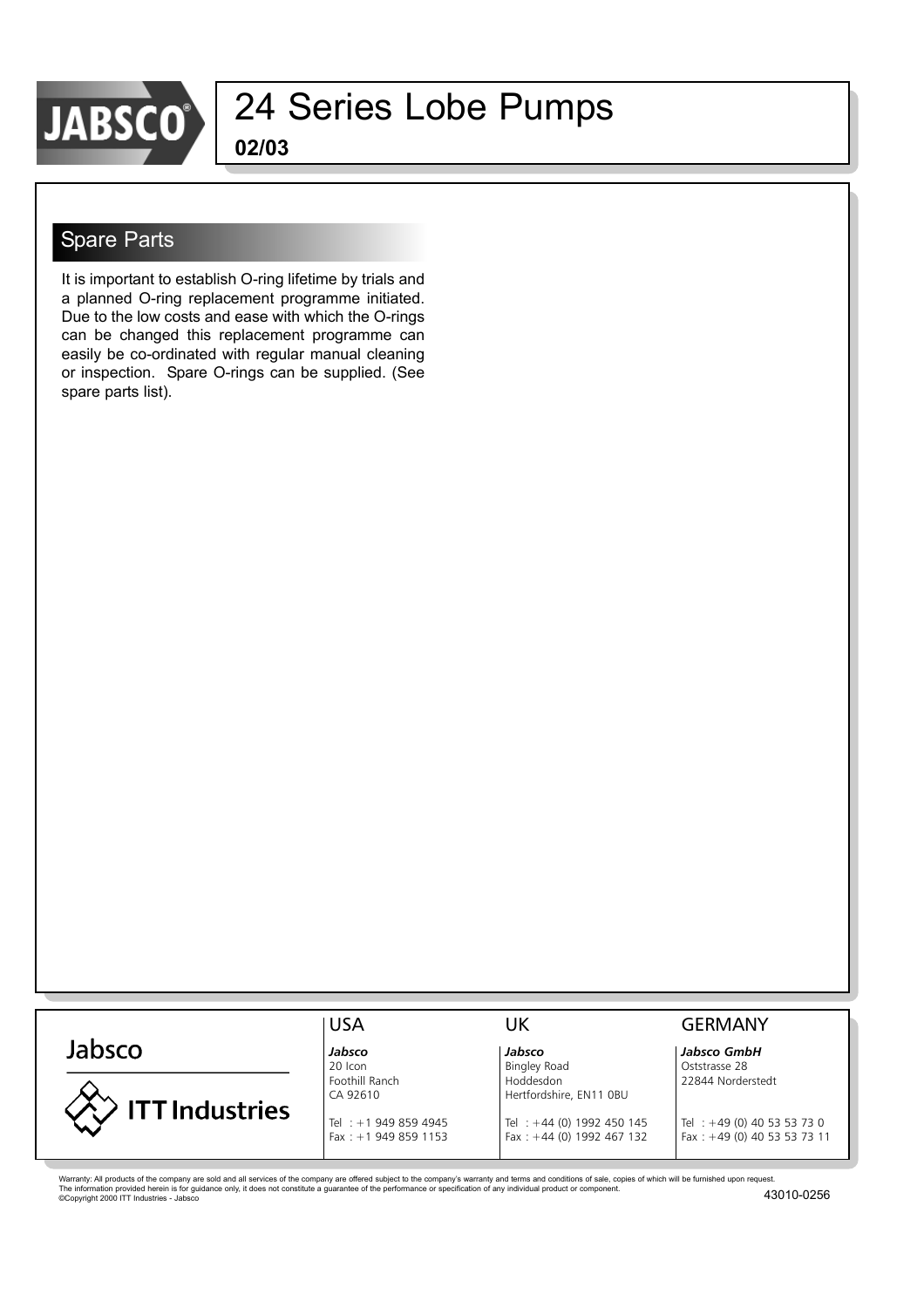# 24 Series Lobe Pumps

**02/03**

## Spare Parts

It is important to establish O-ring lifetime by trials and a planned O-ring replacement programme initiated. Due to the low costs and ease with which the O-rings can be changed this replacement programme can easily be co-ordinated with regular manual cleaning or inspection. Spare O-rings can be supplied. (See spare parts list).

Jabsco

ITT Industries

| USA | UK | GERMANY |
|---|---|---|
| ***Jabsco*** | ***Jabsco*** | ***Jabsco GmbH*** |
| 20 Icon | Bingley Road | Oststrasse 28 |
| Foothill Ranch | Hoddesdon | 22844 Norderstedt |
| CA 92610 | Hertfordshire, EN11 0BU | |
| Tel : +1 949 859 4945 | Tel : +44 (0) 1992 450 145 | Tel : +49 (0) 40 53 53 73 0 |
| Fax : +1 949 859 1153 | Fax : +44 (0) 1992 467 132 | Fax : +49 (0) 40 53 53 73 11 |

Warranty: All products of the company are sold and all services of the company are offered subject to the company's warranty and terms and conditions of sale, copies of which will be furnished upon request.
The information provided herein is for guidance only, it does not constitute a guarantee of the performance or specification of any individual product or component.
©Copyright 2000 ITT Industries - Jabsco

43010-0256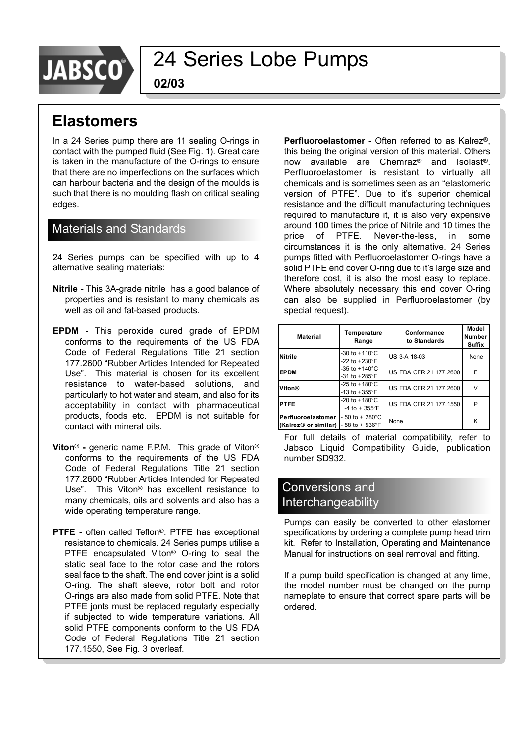# 24 Series Lobe Pumps

**02/03**

## Elastomers

In a 24 Series pump there are 11 sealing O-rings in contact with the pumped fluid (See Fig. 1). Great care is taken in the manufacture of the O-rings to ensure that there are no imperfections on the surfaces which can harbour bacteria and the design of the moulds is such that there is no moulding flash on critical sealing edges.

### Materials and Standards

24 Series pumps can be specified with up to 4 alternative sealing materials:

**Nitrile -** This 3A-grade nitrile has a good balance of properties and is resistant to many chemicals as well as oil and fat-based products.

**EPDM -** This peroxide cured grade of EPDM conforms to the requirements of the US FDA Code of Federal Regulations Title 21 section 177.2600 "Rubber Articles Intended for Repeated Use". This material is chosen for its excellent resistance to water-based solutions, and particularly to hot water and steam, and also for its acceptability in contact with pharmaceutical products, foods etc. EPDM is not suitable for contact with mineral oils.

**Viton® -** generic name F.P.M. This grade of Viton® conforms to the requirements of the US FDA Code of Federal Regulations Title 21 section 177.2600 "Rubber Articles Intended for Repeated Use". This Viton® has excellent resistance to many chemicals, oils and solvents and also has a wide operating temperature range.

**PTFE -** often called Teflon®. PTFE has exceptional resistance to chemicals. 24 Series pumps utilise a PTFE encapsulated Viton® O-ring to seal the static seal face to the rotor case and the rotors seal face to the shaft. The end cover joint is a solid O-ring. The shaft sleeve, rotor bolt and rotor O-rings are also made from solid PTFE. Note that PTFE jonts must be replaced regularly especially if subjected to wide temperature variations. All solid PTFE components conform to the US FDA Code of Federal Regulations Title 21 section 177.1550, See Fig. 3 overleaf.

**Perfluoroelastomer** - Often referred to as Kalrez®, this being the original version of this material. Others now available are Chemraz® and Isolast®. Perfluoroelastomer is resistant to virtually all chemicals and is sometimes seen as an "elastomeric version of PTFE". Due to it's superior chemical resistance and the difficult manufacturing techniques required to manufacture it, it is also very expensive around 100 times the price of Nitrile and 10 times the price of PTFE. Never-the-less, in some circumstances it is the only alternative. 24 Series pumps fitted with Perfluoroelastomer O-rings have a solid PTFE end cover O-ring due to it's large size and therefore cost, it is also the most easy to replace. Where absolutely necessary this end cover O-ring can also be supplied in Perfluoroelastomer (by special request).

| Material | Temperature Range | Conformance to Standards | Model Number Suffix |
|---|---|---|---|
| Nitrile | -30 to +110°C<br>-22 to +230°F | US 3-A 18-03 | None |
| EPDM | -35 to +140°C<br>-31 to +285°F | US FDA CFR 21 177.2600 | E |
| Viton® | -25 to +180°C<br>-13 to +355°F | US FDA CFR 21 177.2600 | V |
| PTFE | -20 to +180°C<br>-4 to + 355°F | US FDA CFR 21 177.1550 | P |
| Perfluoroelastomer (Kalrez® or similar) | - 50 to + 280°C<br>- 58 to + 536°F | None | K |

For full details of material compatibility, refer to Jabsco Liquid Compatibility Guide, publication number SD932.

### Conversions and Interchangeability

Pumps can easily be converted to other elastomer specifications by ordering a complete pump head trim kit. Refer to Installation, Operating and Maintenance Manual for instructions on seal removal and fitting.

If a pump build specification is changed at any time, the model number must be changed on the pump nameplate to ensure that correct spare parts will be ordered.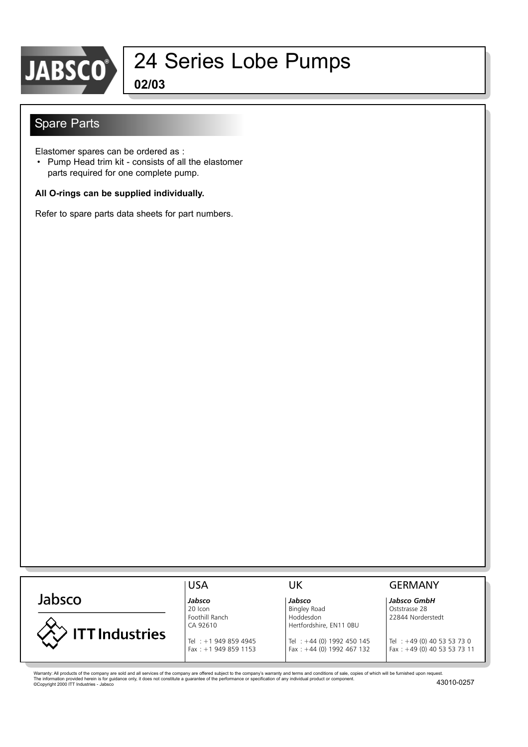# 24 Series Lobe Pumps

**02/03**

## Spare Parts

Elastomer spares can be ordered as :

- Pump Head trim kit - consists of all the elastomer parts required for one complete pump.

**All O-rings can be supplied individually.**

Refer to spare parts data sheets for part numbers.

Jabsco

ITT Industries

| USA | UK | GERMANY |
|---|---|---|
| ***Jabsco*** | ***Jabsco*** | ***Jabsco GmbH*** |
| 20 Icon | Bingley Road | Oststrasse 28 |
| Foothill Ranch | Hoddesdon | 22844 Norderstedt |
| CA 92610 | Hertfordshire, EN11 0BU | |
| Tel : +1 949 859 4945 | Tel : +44 (0) 1992 450 145 | Tel : +49 (0) 40 53 53 73 0 |
| Fax : +1 949 859 1153 | Fax : +44 (0) 1992 467 132 | Fax : +49 (0) 40 53 53 73 11 |

Warranty: All products of the company are sold and all services of the company are offered subject to the company's warranty and terms and conditions of sale, copies of which will be furnished upon request.
The information provided herein is for guidance only, it does not constitute a guarantee of the performance or specification of any individual product or component.
©Copyright 2000 ITT Industries - Jabsco

43010-0257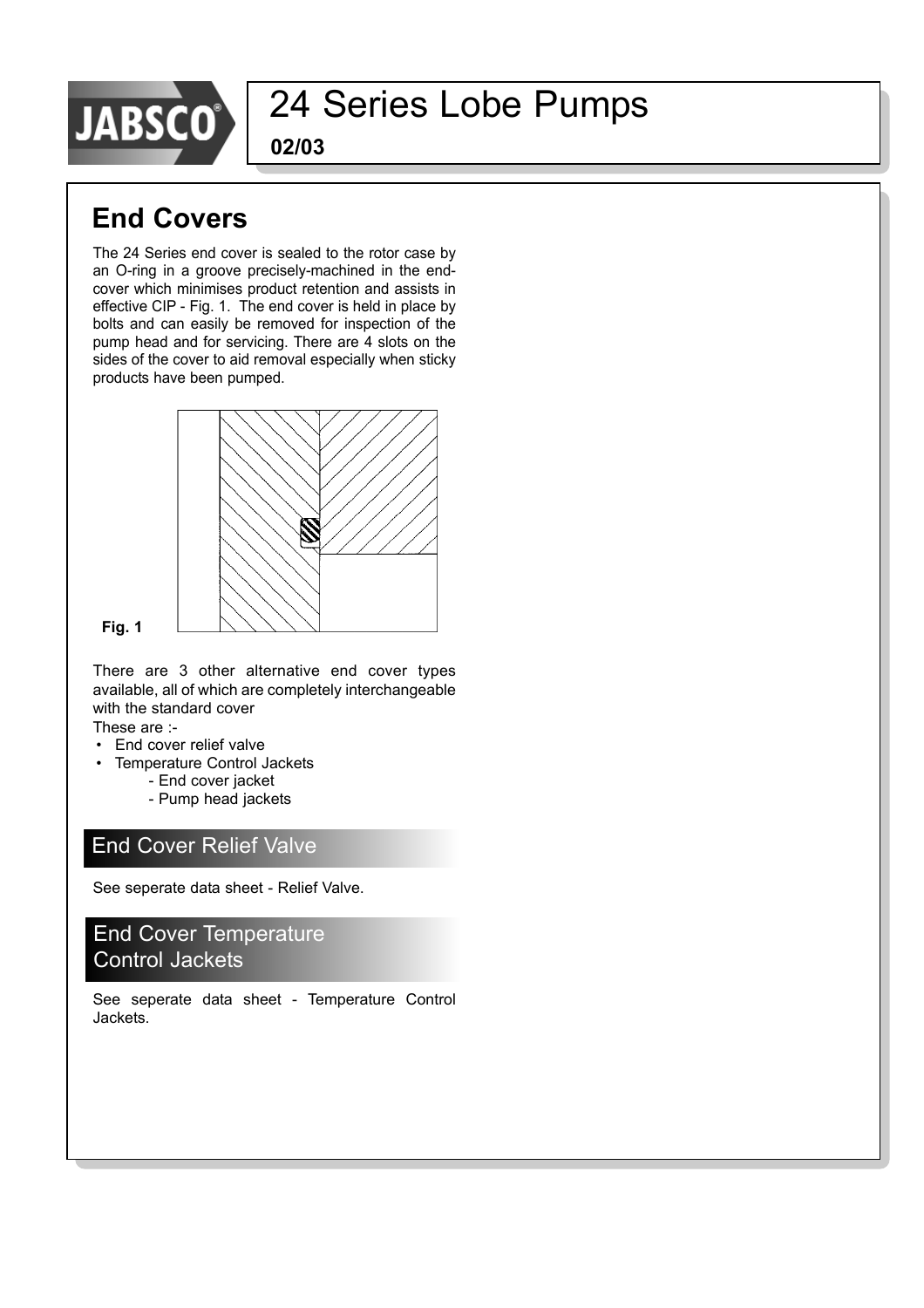# 24 Series Lobe Pumps

**02/03**

## End Covers

The 24 Series end cover is sealed to the rotor case by an O-ring in a groove precisely-machined in the end-cover which minimises product retention and assists in effective CIP - Fig. 1. The end cover is held in place by bolts and can easily be removed for inspection of the pump head and for servicing. There are 4 slots on the sides of the cover to aid removal especially when sticky products have been pumped.

**Fig. 1**

There are 3 other alternative end cover types available, all of which are completely interchangeable with the standard cover

These are :-

- End cover relief valve
- Temperature Control Jackets
  - End cover jacket
  - Pump head jackets

### End Cover Relief Valve

See seperate data sheet - Relief Valve.

### End Cover Temperature Control Jackets

See seperate data sheet - Temperature Control Jackets.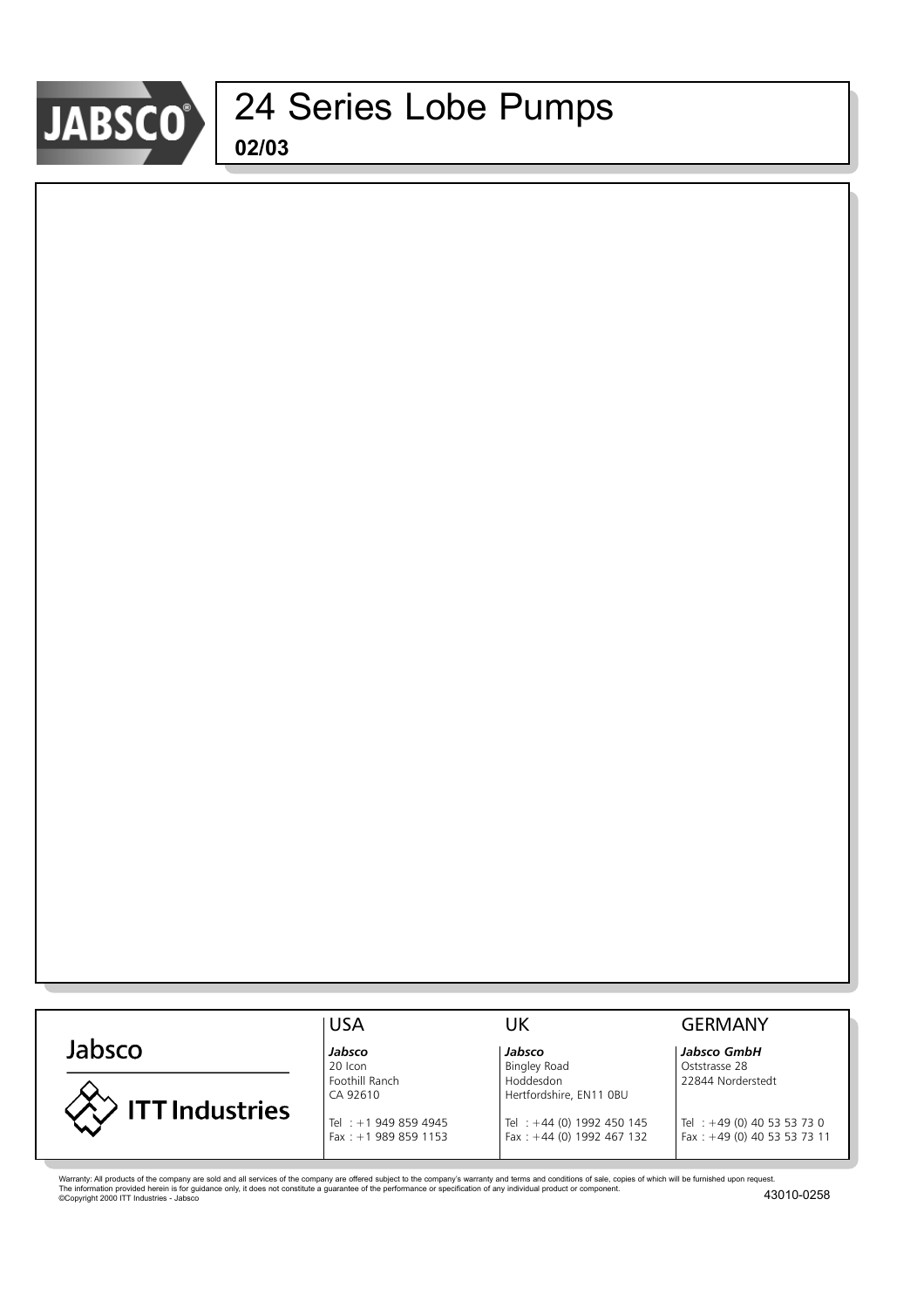# 24 Series Lobe Pumps

**02/03**

Jabsco

ITT Industries

| USA | UK | GERMANY |
|---|---|---|
| ***Jabsco*** | ***Jabsco*** | ***Jabsco GmbH*** |
| 20 Icon | Bingley Road | Oststrasse 28 |
| Foothill Ranch | Hoddesdon | 22844 Norderstedt |
| CA 92610 | Hertfordshire, EN11 0BU | |
| Tel : +1 949 859 4945 | Tel : +44 (0) 1992 450 145 | Tel : +49 (0) 40 53 53 73 0 |
| Fax : +1 989 859 1153 | Fax : +44 (0) 1992 467 132 | Fax : +49 (0) 40 53 53 73 11 |

Warranty: All products of the company are sold and all services of the company are offered subject to the company's warranty and terms and conditions of sale, copies of which will be furnished upon request.
The information provided herein is for guidance only, it does not constitute a guarantee of the performance or specification of any individual product or component.
©Copyright 2000 ITT Industries - Jabsco

43010-0258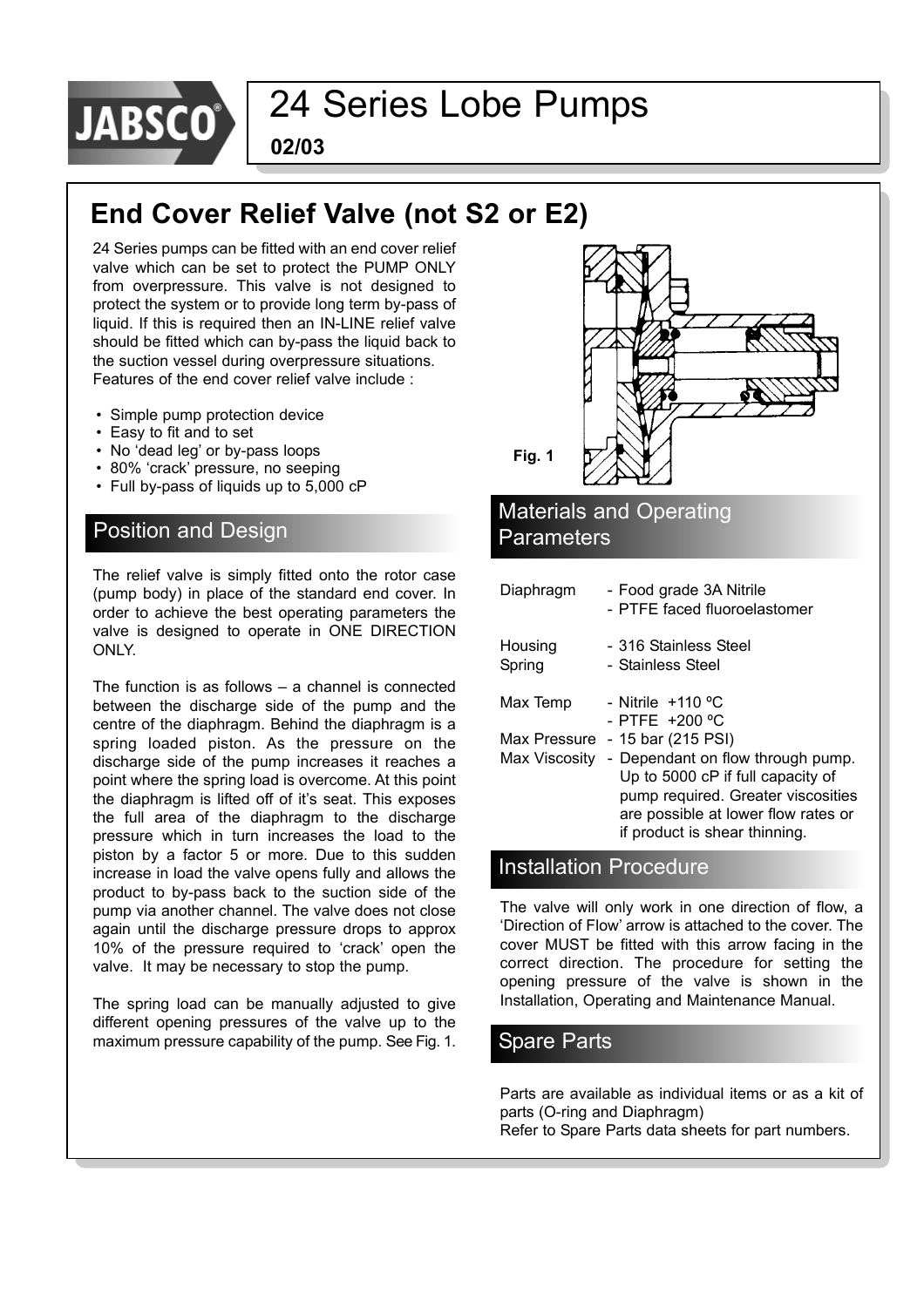# 24 Series Lobe Pumps

**02/03**

## End Cover Relief Valve (not S2 or E2)

24 Series pumps can be fitted with an end cover relief valve which can be set to protect the PUMP ONLY from overpressure. This valve is not designed to protect the system or to provide long term by-pass of liquid. If this is required then an IN-LINE relief valve should be fitted which can by-pass the liquid back to the suction vessel during overpressure situations.
Features of the end cover relief valve include :

- Simple pump protection device
- Easy to fit and to set
- No 'dead leg' or by-pass loops
- 80% 'crack' pressure, no seeping
- Full by-pass of liquids up to 5,000 cP

### Position and Design

The relief valve is simply fitted onto the rotor case (pump body) in place of the standard end cover. In order to achieve the best operating parameters the valve is designed to operate in ONE DIRECTION ONLY.

The function is as follows – a channel is connected between the discharge side of the pump and the centre of the diaphragm. Behind the diaphragm is a spring loaded piston. As the pressure on the discharge side of the pump increases it reaches a point where the spring load is overcome. At this point the diaphragm is lifted off of it's seat. This exposes the full area of the diaphragm to the discharge pressure which in turn increases the load to the piston by a factor 5 or more. Due to this sudden increase in load the valve opens fully and allows the product to by-pass back to the suction side of the pump via another channel. The valve does not close again until the discharge pressure drops to approx 10% of the pressure required to 'crack' open the valve. It may be necessary to stop the pump.

The spring load can be manually adjusted to give different opening pressures of the valve up to the maximum pressure capability of the pump. See Fig. 1.

**Fig. 1**

### Materials and Operating Parameters

| | |
|---|---|
| Diaphragm | - Food grade 3A Nitrile<br>- PTFE faced fluoroelastomer |
| Housing | - 316 Stainless Steel |
| Spring | - Stainless Steel |
| Max Temp | - Nitrile +110 ºC<br>- PTFE +200 ºC |
| Max Pressure | - 15 bar (215 PSI) |
| Max Viscosity | - Dependant on flow through pump. Up to 5000 cP if full capacity of pump required. Greater viscosities are possible at lower flow rates or if product is shear thinning. |

### Installation Procedure

The valve will only work in one direction of flow, a 'Direction of Flow' arrow is attached to the cover. The cover MUST be fitted with this arrow facing in the correct direction. The procedure for setting the opening pressure of the valve is shown in the Installation, Operating and Maintenance Manual.

### Spare Parts

Parts are available as individual items or as a kit of parts (O-ring and Diaphragm)
Refer to Spare Parts data sheets for part numbers.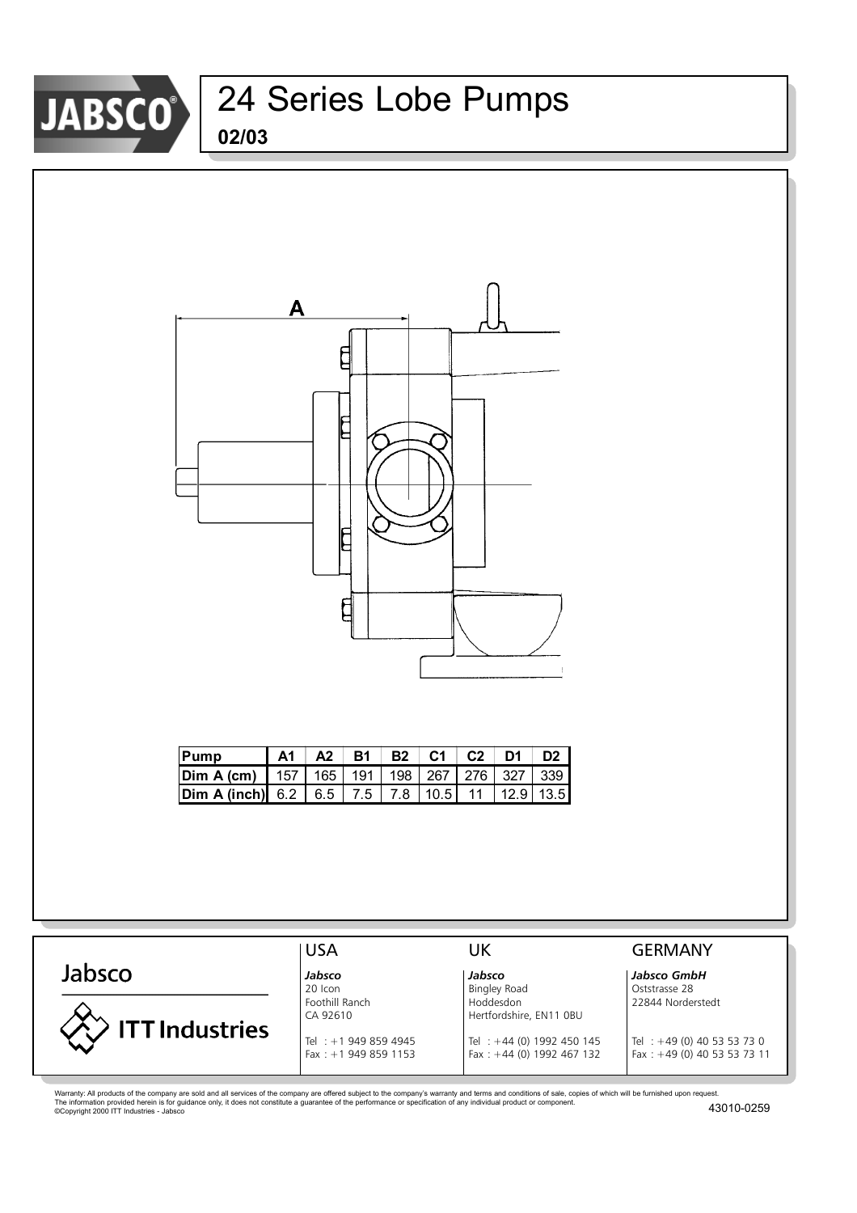# 24 Series Lobe Pumps

**02/03**

A

| Pump | A1 | A2 | B1 | B2 | C1 | C2 | D1 | D2 |
|---|---|---|---|---|---|---|---|---|
| Dim A (cm) | 157 | 165 | 191 | 198 | 267 | 276 | 327 | 339 |
| Dim A (inch) | 6.2 | 6.5 | 7.5 | 7.8 | 10.5 | 11 | 12.9 | 13.5 |

Jabsco

ITT Industries

| USA | UK | GERMANY |
|---|---|---|
| ***Jabsco*** | ***Jabsco*** | ***Jabsco GmbH*** |
| 20 Icon | Bingley Road | Oststrasse 28 |
| Foothill Ranch | Hoddesdon | 22844 Norderstedt |
| CA 92610 | Hertfordshire, EN11 0BU | |
| Tel : +1 949 859 4945 | Tel : +44 (0) 1992 450 145 | Tel : +49 (0) 40 53 53 73 0 |
| Fax : +1 949 859 1153 | Fax : +44 (0) 1992 467 132 | Fax : +49 (0) 40 53 53 73 11 |

Warranty: All products of the company are sold and all services of the company are offered subject to the company's warranty and terms and conditions of sale, copies of which will be furnished upon request.
The information provided herein is for guidance only, it does not constitute a guarantee of the performance or specification of any individual product or component.
©Copyright 2000 ITT Industries - Jabsco

43010-0259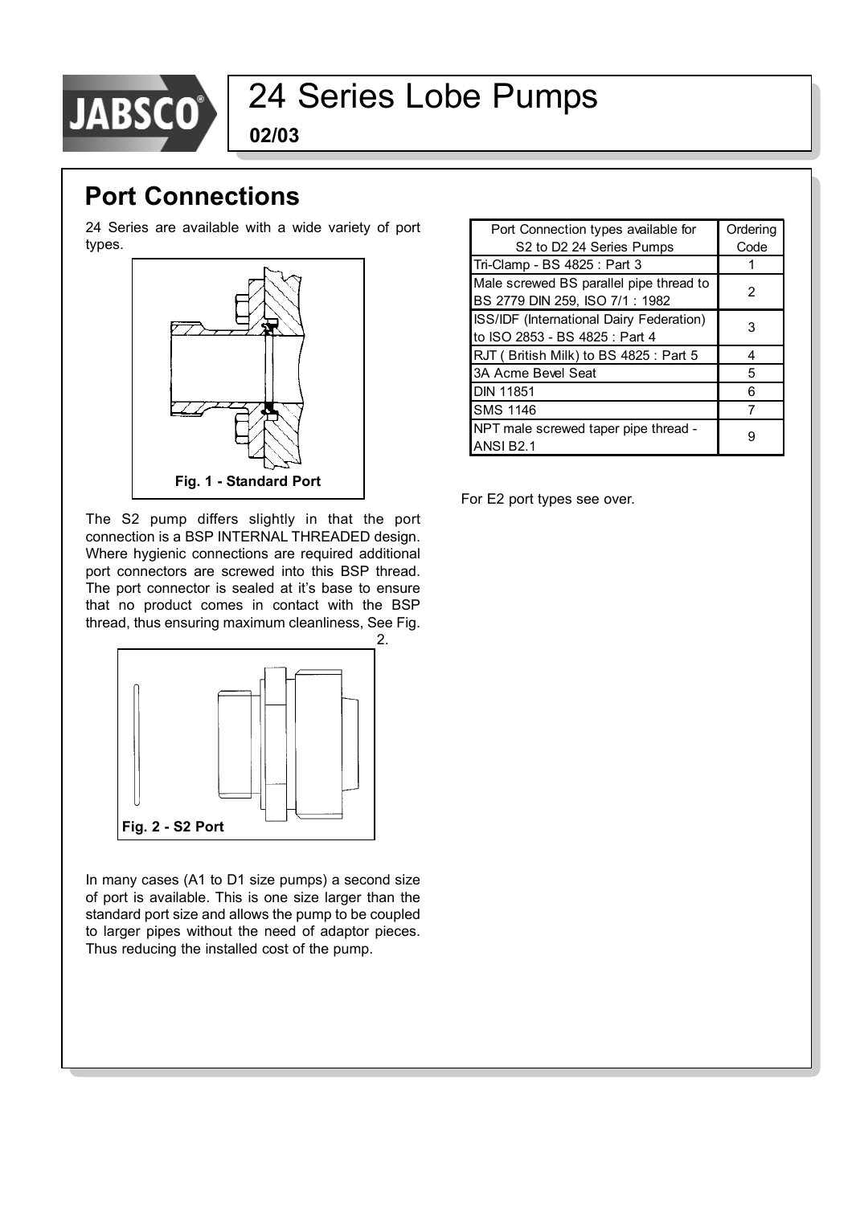# 24 Series Lobe Pumps

**02/03**

## Port Connections

24 Series are available with a wide variety of port types.

**Fig. 1 - Standard Port**

The S2 pump differs slightly in that the port connection is a BSP INTERNAL THREADED design. Where hygienic connections are required additional port connectors are screwed into this BSP thread. The port connector is sealed at it's base to ensure that no product comes in contact with the BSP thread, thus ensuring maximum cleanliness, See Fig. 2.

**Fig. 2 - S2 Port**

In many cases (A1 to D1 size pumps) a second size of port is available. This is one size larger than the standard port size and allows the pump to be coupled to larger pipes without the need of adaptor pieces. Thus reducing the installed cost of the pump.

| Port Connection types available for S2 to D2 24 Series Pumps | Ordering Code |
|---|---|
| Tri-Clamp - BS 4825 : Part 3 | 1 |
| Male screwed BS parallel pipe thread to BS 2779 DIN 259, ISO 7/1 : 1982 | 2 |
| ISS/IDF (International Dairy Federation) to ISO 2853 - BS 4825 : Part 4 | 3 |
| RJT ( British Milk) to BS 4825 : Part 5 | 4 |
| 3A Acme Bevel Seat | 5 |
| DIN 11851 | 6 |
| SMS 1146 | 7 |
| NPT male screwed taper pipe thread - ANSI B2.1 | 9 |

For E2 port types see over.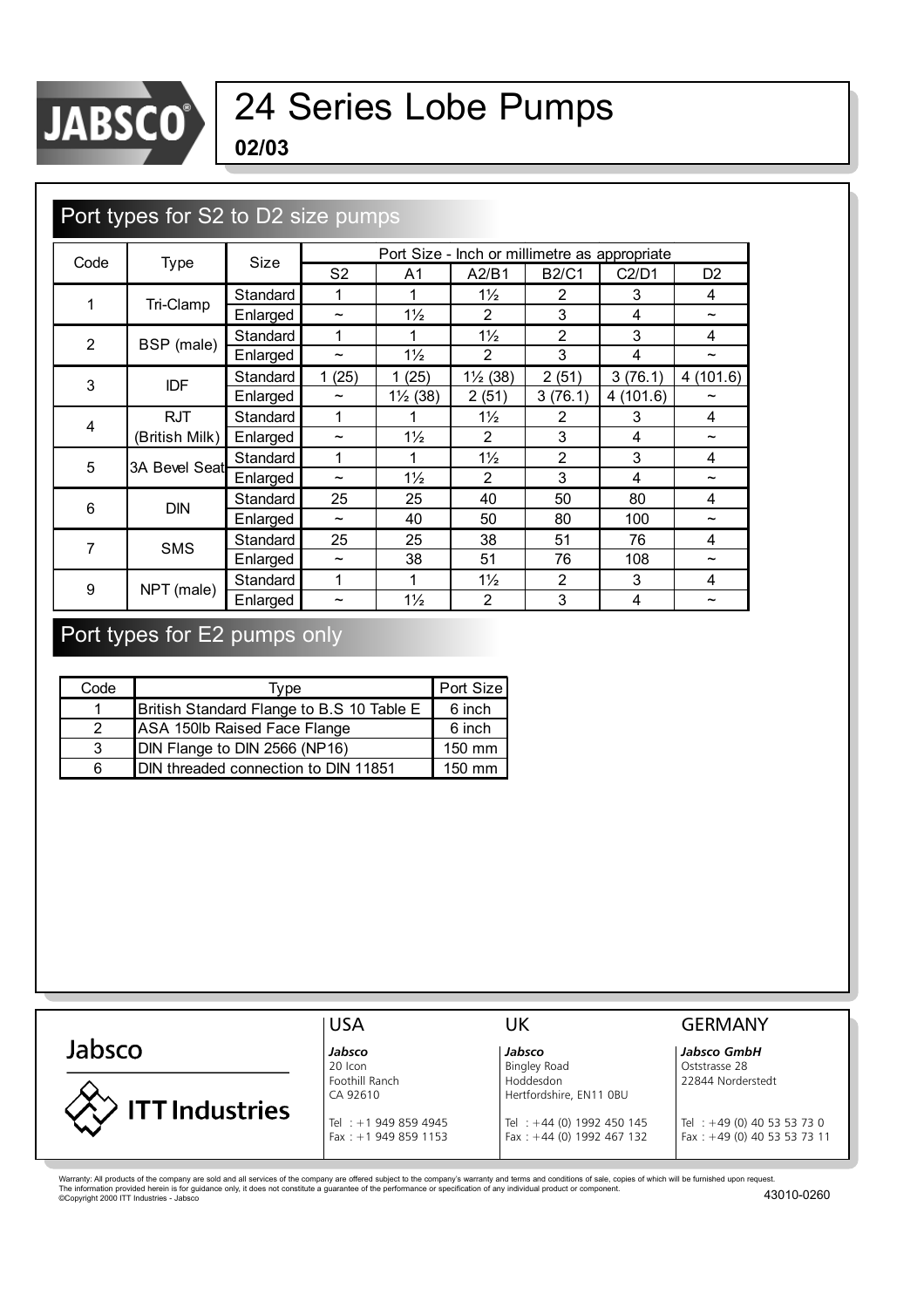# 24 Series Lobe Pumps

**02/03**

## Port types for S2 to D2 size pumps

| Code | Type | Size | Port Size - Inch or millimetre as appropriate | | | | | |
|---|---|---|---|---|---|---|---|---|
| | | | S2 | A1 | A2/B1 | B2/C1 | C2/D1 | D2 |
| 1 | Tri-Clamp | Standard | 1 | 1 | 1½ | 2 | 3 | 4 |
| | | Enlarged | ~ | 1½ | 2 | 3 | 4 | ~ |
| 2 | BSP (male) | Standard | 1 | 1 | 1½ | 2 | 3 | 4 |
| | | Enlarged | ~ | 1½ | 2 | 3 | 4 | ~ |
| 3 | IDF | Standard | 1 (25) | 1 (25) | 1½ (38) | 2 (51) | 3 (76.1) | 4 (101.6) |
| | | Enlarged | ~ | 1½ (38) | 2 (51) | 3 (76.1) | 4 (101.6) | ~ |
| 4 | RJT (British Milk) | Standard | 1 | 1 | 1½ | 2 | 3 | 4 |
| | | Enlarged | ~ | 1½ | 2 | 3 | 4 | ~ |
| 5 | 3A Bevel Seat | Standard | 1 | 1 | 1½ | 2 | 3 | 4 |
| | | Enlarged | ~ | 1½ | 2 | 3 | 4 | ~ |
| 6 | DIN | Standard | 25 | 25 | 40 | 50 | 80 | 4 |
| | | Enlarged | ~ | 40 | 50 | 80 | 100 | ~ |
| 7 | SMS | Standard | 25 | 25 | 38 | 51 | 76 | 4 |
| | | Enlarged | ~ | 38 | 51 | 76 | 108 | ~ |
| 9 | NPT (male) | Standard | 1 | 1 | 1½ | 2 | 3 | 4 |
| | | Enlarged | ~ | 1½ | 2 | 3 | 4 | ~ |

## Port types for E2 pumps only

| Code | Type | Port Size |
|---|---|---|
| 1 | British Standard Flange to B.S 10 Table E | 6 inch |
| 2 | ASA 150lb Raised Face Flange | 6 inch |
| 3 | DIN Flange to DIN 2566 (NP16) | 150 mm |
| 6 | DIN threaded connection to DIN 11851 | 150 mm |

Jabsco

ITT Industries

**USA**
*Jabsco*
20 Icon
Foothill Ranch
CA 92610
Tel : +1 949 859 4945
Fax : +1 949 859 1153

**UK**
*Jabsco*
Bingley Road
Hoddesdon
Hertfordshire, EN11 0BU
Tel : +44 (0) 1992 450 145
Fax : +44 (0) 1992 467 132

**GERMANY**
*Jabsco GmbH*
Oststrasse 28
22844 Norderstedt
Tel : +49 (0) 40 53 53 73 0
Fax : +49 (0) 40 53 53 73 11

Warranty: All products of the company are sold and all services of the company are offered subject to the company's warranty and terms and conditions of sale, copies of which will be furnished upon request.
The information provided herein is for guidance only, it does not constitute a guarantee of the performance or specification of any individual product or component.
©Copyright 2000 ITT Industries - Jabsco

43010-0260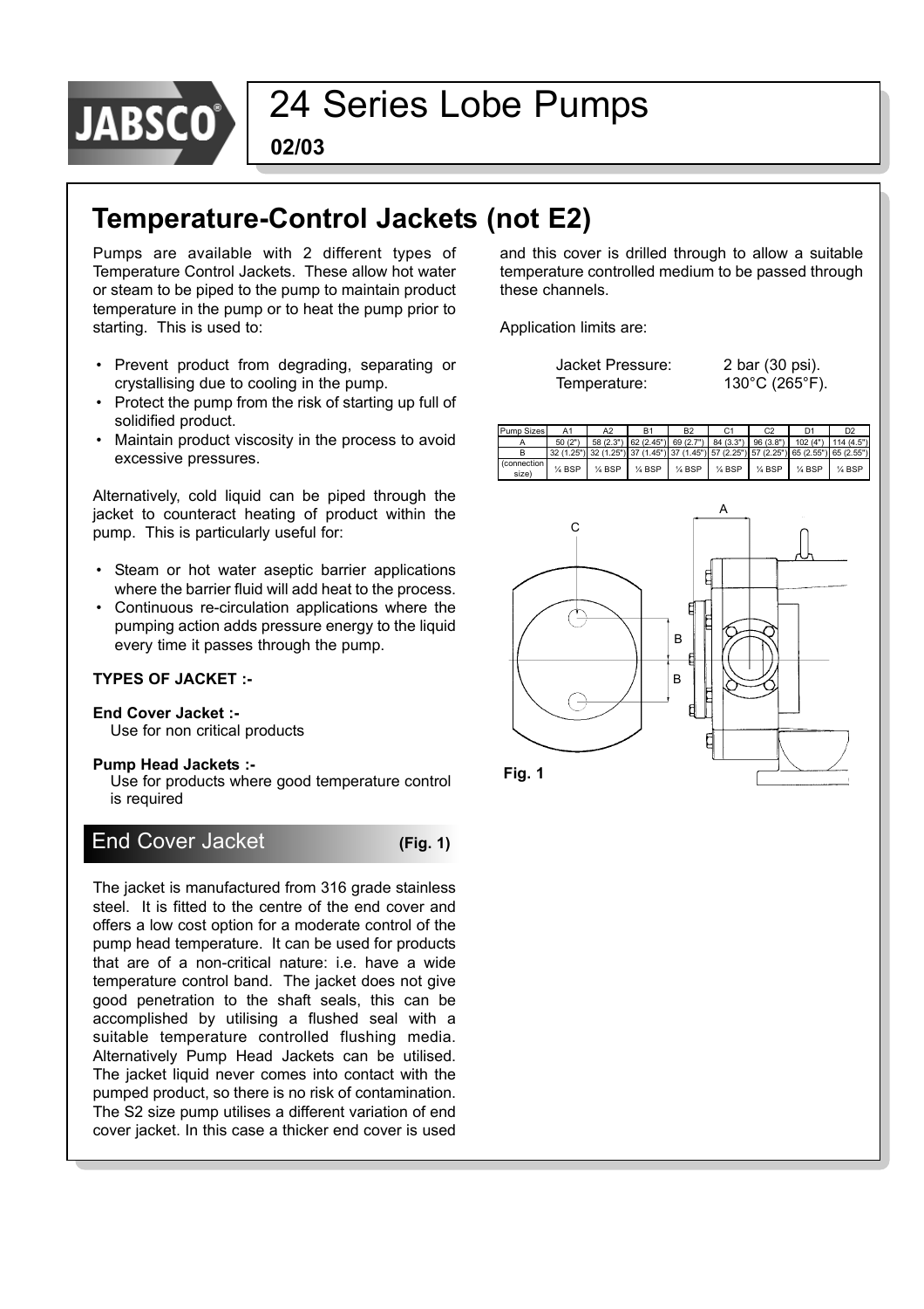# 24 Series Lobe Pumps

**02/03**

## Temperature-Control Jackets (not E2)

Pumps are available with 2 different types of Temperature Control Jackets. These allow hot water or steam to be piped to the pump to maintain product temperature in the pump or to heat the pump prior to starting. This is used to:

- Prevent product from degrading, separating or crystallising due to cooling in the pump.
- Protect the pump from the risk of starting up full of solidified product.
- Maintain product viscosity in the process to avoid excessive pressures.

Alternatively, cold liquid can be piped through the jacket to counteract heating of product within the pump. This is particularly useful for:

- Steam or hot water aseptic barrier applications where the barrier fluid will add heat to the process.
- Continuous re-circulation applications where the pumping action adds pressure energy to the liquid every time it passes through the pump.

**TYPES OF JACKET :-**

**End Cover Jacket :-**
Use for non critical products

**Pump Head Jackets :-**
Use for products where good temperature control is required

### End Cover Jacket (Fig. 1)

The jacket is manufactured from 316 grade stainless steel. It is fitted to the centre of the end cover and offers a low cost option for a moderate control of the pump head temperature. It can be used for products that are of a non-critical nature: i.e. have a wide temperature control band. The jacket does not give good penetration to the shaft seals, this can be accomplished by utilising a flushed seal with a suitable temperature controlled flushing media. Alternatively Pump Head Jackets can be utilised. The jacket liquid never comes into contact with the pumped product, so there is no risk of contamination. The S2 size pump utilises a different variation of end cover jacket. In this case a thicker end cover is used and this cover is drilled through to allow a suitable temperature controlled medium to be passed through these channels.

Application limits are:

| | |
|---|---|
| Jacket Pressure: | 2 bar (30 psi). |
| Temperature: | 130°C (265°F). |

| Pump Sizes | A1 | A2 | B1 | B2 | C1 | C2 | D1 | D2 |
|---|---|---|---|---|---|---|---|---|
| A | 50 (2") | 58 (2.3") | 62 (2.45") | 69 (2.7") | 84 (3.3") | 96 (3.8") | 102 (4") | 114 (4.5") |
| B | 32 (1.25") | 32 (1.25") | 37 (1.45") | 37 (1.45") | 57 (2.25") | 57 (2.25") | 65 (2.55") | 65 (2.55") |
| (connection size) | ¼ BSP | ¼ BSP | ¼ BSP | ¼ BSP | ¼ BSP | ¼ BSP | ¼ BSP | ¼ BSP |

**Fig. 1**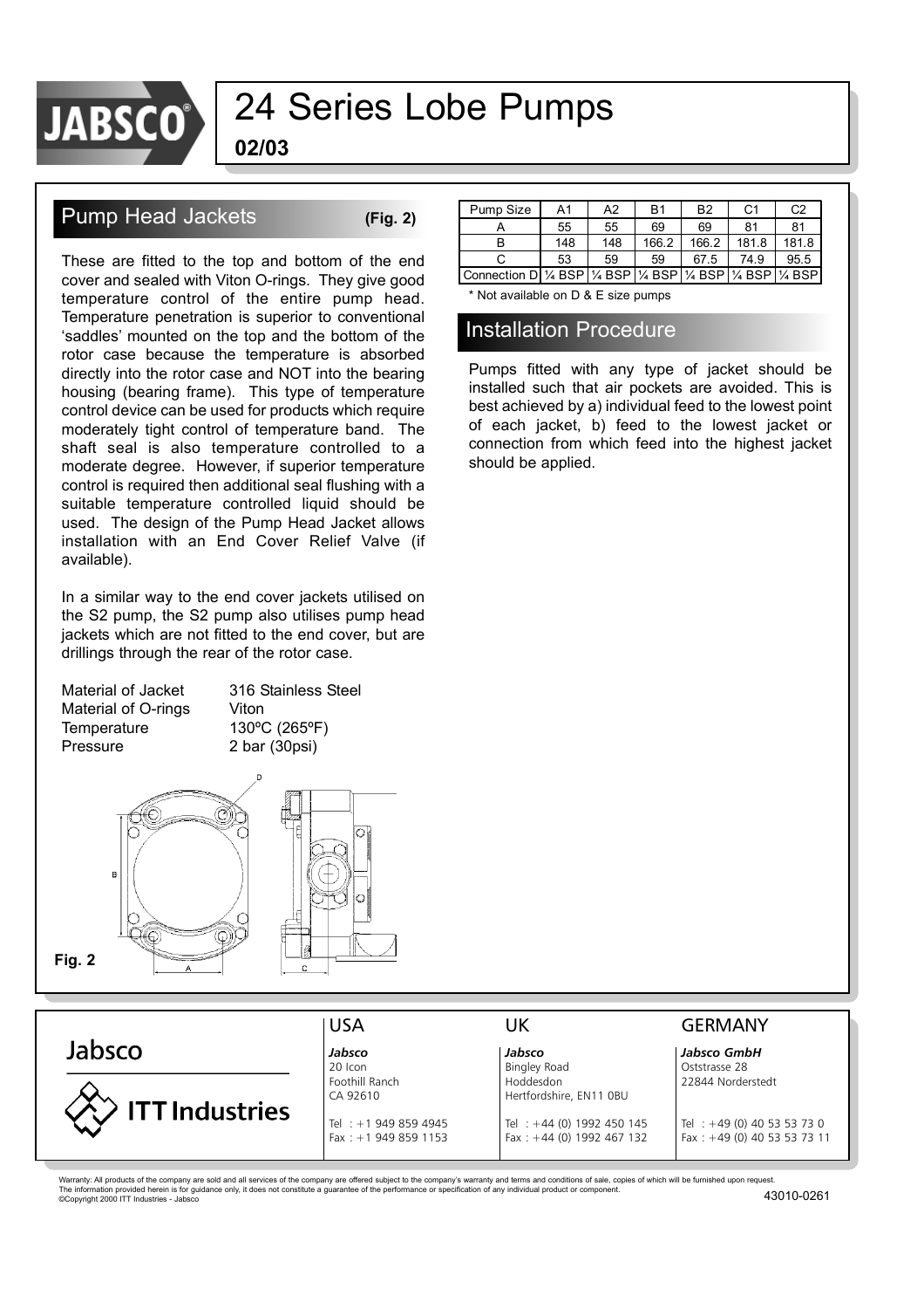# 24 Series Lobe Pumps

**02/03**

## Pump Head Jackets **(Fig. 2)**

These are fitted to the top and bottom of the end cover and sealed with Viton O-rings. They give good temperature control of the entire pump head. Temperature penetration is superior to conventional 'saddles' mounted on the top and the bottom of the rotor case because the temperature is absorbed directly into the rotor case and NOT into the bearing housing (bearing frame). This type of temperature control device can be used for products which require moderately tight control of temperature band. The shaft seal is also temperature controlled to a moderate degree. However, if superior temperature control is required then additional seal flushing with a suitable temperature controlled liquid should be used. The design of the Pump Head Jacket allows installation with an End Cover Relief Valve (if available).

In a similar way to the end cover jackets utilised on the S2 pump, the S2 pump also utilises pump head jackets which are not fitted to the end cover, but are drillings through the rear of the rotor case.

| | |
|---|---|
| Material of Jacket | 316 Stainless Steel |
| Material of O-rings | Viton |
| Temperature | 130ºC (265ºF) |
| Pressure | 2 bar (30psi) |

Fig. 2

| Pump Size | A1 | A2 | B1 | B2 | C1 | C2 |
|---|---|---|---|---|---|---|
| A | 55 | 55 | 69 | 69 | 81 | 81 |
| B | 148 | 148 | 166.2 | 166.2 | 181.8 | 181.8 |
| C | 53 | 59 | 59 | 67.5 | 74.9 | 95.5 |
| Connection D | ¼ BSP | ¼ BSP | ¼ BSP | ¼ BSP | ¼ BSP | ¼ BSP |

* Not available on D & E size pumps

## Installation Procedure

Pumps fitted with any type of jacket should be installed such that air pockets are avoided. This is best achieved by a) individual feed to the lowest point of each jacket, b) feed to the lowest jacket or connection from which feed into the highest jacket should be applied.

Jabsco

ITT Industries

| USA | UK | GERMANY |
|---|---|---|
| *Jabsco* | *Jabsco* | *Jabsco GmbH* |
| 20 Icon | Bingley Road | Oststrasse 28 |
| Foothill Ranch | Hoddesdon | 22844 Norderstedt |
| CA 92610 | Hertfordshire, EN11 0BU | |
| Tel : +1 949 859 4945 | Tel : +44 (0) 1992 450 145 | Tel : +49 (0) 40 53 53 73 0 |
| Fax : +1 949 859 1153 | Fax : +44 (0) 1992 467 132 | Fax : +49 (0) 40 53 53 73 11 |

Warranty: All products of the company are sold and all services of the company are offered subject to the company's warranty and terms and conditions of sale, copies of which will be furnished upon request.
The information provided herein is for guidance only, it does not constitute a guarantee of the performance or specification of any individual product or component.
©Copyright 2000 ITT Industries - Jabsco

43010-0261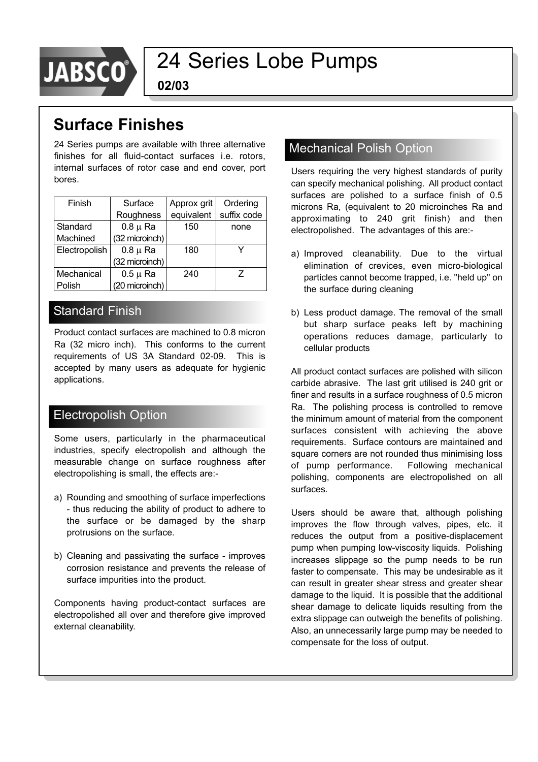# 24 Series Lobe Pumps

**02/03**

## Surface Finishes

24 Series pumps are available with three alternative finishes for all fluid-contact surfaces i.e. rotors, internal surfaces of rotor case and end cover, port bores.

| Finish | Surface Roughness | Approx grit equivalent | Ordering suffix code |
|---|---|---|---|
| Standard Machined | 0.8 μ Ra (32 microinch) | 150 | none |
| Electropolish | 0.8 μ Ra (32 microinch) | 180 | Y |
| Mechanical Polish | 0.5 μ Ra (20 microinch) | 240 | Z |

### Standard Finish

Product contact surfaces are machined to 0.8 micron Ra (32 micro inch). This conforms to the current requirements of US 3A Standard 02-09. This is accepted by many users as adequate for hygienic applications.

### Electropolish Option

Some users, particularly in the pharmaceutical industries, specify electropolish and although the measurable change on surface roughness after electropolishing is small, the effects are:-

a) Rounding and smoothing of surface imperfections - thus reducing the ability of product to adhere to the surface or be damaged by the sharp protrusions on the surface.

b) Cleaning and passivating the surface - improves corrosion resistance and prevents the release of surface impurities into the product.

Components having product-contact surfaces are electropolished all over and therefore give improved external cleanability.

### Mechanical Polish Option

Users requiring the very highest standards of purity can specify mechanical polishing. All product contact surfaces are polished to a surface finish of 0.5 microns Ra, (equivalent to 20 microinches Ra and approximating to 240 grit finish) and then electropolished. The advantages of this are:-

a) Improved cleanability. Due to the virtual elimination of crevices, even micro-biological particles cannot become trapped, i.e. "held up" on the surface during cleaning

b) Less product damage. The removal of the small but sharp surface peaks left by machining operations reduces damage, particularly to cellular products

All product contact surfaces are polished with silicon carbide abrasive. The last grit utilised is 240 grit or finer and results in a surface roughness of 0.5 micron Ra. The polishing process is controlled to remove the minimum amount of material from the component surfaces consistent with achieving the above requirements. Surface contours are maintained and square corners are not rounded thus minimising loss of pump performance. Following mechanical polishing, components are electropolished on all surfaces.

Users should be aware that, although polishing improves the flow through valves, pipes, etc. it reduces the output from a positive-displacement pump when pumping low-viscosity liquids. Polishing increases slippage so the pump needs to be run faster to compensate. This may be undesirable as it can result in greater shear stress and greater shear damage to the liquid. It is possible that the additional shear damage to delicate liquids resulting from the extra slippage can outweigh the benefits of polishing. Also, an unnecessarily large pump may be needed to compensate for the loss of output.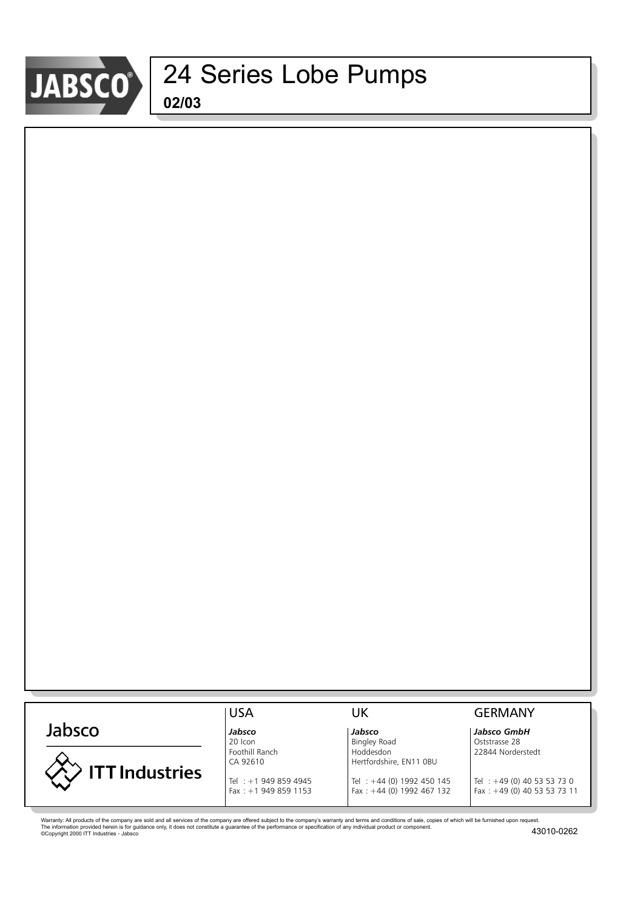# 24 Series Lobe Pumps

**02/03**

Jabsco

ITT Industries

| USA | UK | GERMANY |
|---|---|---|
| ***Jabsco*** | ***Jabsco*** | ***Jabsco GmbH*** |
| 20 Icon | Bingley Road | Oststrasse 28 |
| Foothill Ranch | Hoddesdon | 22844 Norderstedt |
| CA 92610 | Hertfordshire, EN11 0BU | |
| Tel : +1 949 859 4945 | Tel : +44 (0) 1992 450 145 | Tel : +49 (0) 40 53 53 73 0 |
| Fax : +1 949 859 1153 | Fax : +44 (0) 1992 467 132 | Fax : +49 (0) 40 53 53 73 11 |

Warranty: All products of the company are sold and all services of the company are offered subject to the company's warranty and terms and conditions of sale, copies of which will be furnished upon request.
The information provided herein is for guidance only, it does not constitute a guarantee of the performance or specification of any individual product or component.
©Copyright 2000 ITT Industries - Jabsco

43010-0262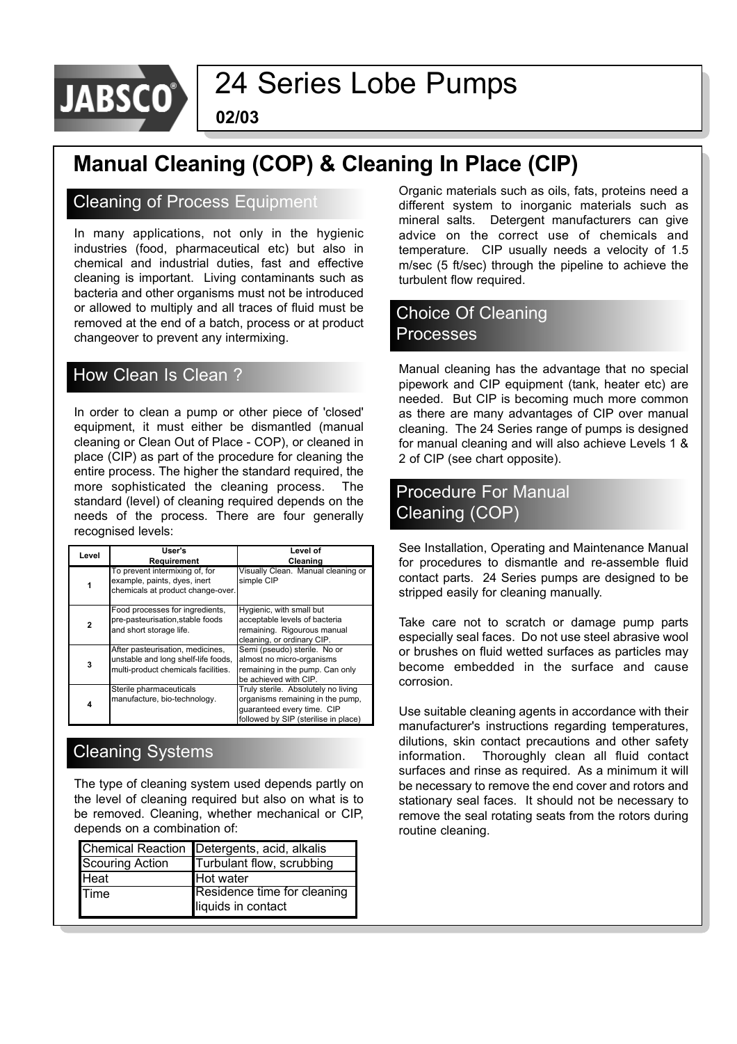# 24 Series Lobe Pumps

**02/03**

## Manual Cleaning (COP) & Cleaning In Place (CIP)

### Cleaning of Process Equipment

In many applications, not only in the hygienic industries (food, pharmaceutical etc) but also in chemical and industrial duties, fast and effective cleaning is important. Living contaminants such as bacteria and other organisms must not be introduced or allowed to multiply and all traces of fluid must be removed at the end of a batch, process or at product changeover to prevent any intermixing.

### How Clean Is Clean ?

In order to clean a pump or other piece of 'closed' equipment, it must either be dismantled (manual cleaning or Clean Out of Place - COP), or cleaned in place (CIP) as part of the procedure for cleaning the entire process. The higher the standard required, the more sophisticated the cleaning process. The standard (level) of cleaning required depends on the needs of the process. There are four generally recognised levels:

| Level | User's Requirement | Level of Cleaning |
|---|---|---|
| 1 | To prevent intermixing of, for example, paints, dyes, inert chemicals at product change-over. | Visually Clean. Manual cleaning or simple CIP |
| 2 | Food processes for ingredients, pre-pasteurisation,stable foods and short storage life. | Hygienic, with small but acceptable levels of bacteria remaining. Rigourous manual cleaning, or ordinary CIP. |
| 3 | After pasteurisation, medicines, unstable and long shelf-life foods, multi-product chemicals facilities. | Semi (pseudo) sterile. No or almost no micro-organisms remaining in the pump. Can only be achieved with CIP. |
| 4 | Sterile pharmaceuticals manufacture, bio-technology. | Truly sterile. Absolutely no living organisms remaining in the pump, guaranteed every time. CIP followed by SIP (sterilise in place) |

### Cleaning Systems

The type of cleaning system used depends partly on the level of cleaning required but also on what is to be removed. Cleaning, whether mechanical or CIP, depends on a combination of:

| | |
|---|---|
| Chemical Reaction | Detergents, acid, alkalis |
| Scouring Action | Turbulant flow, scrubbing |
| Heat | Hot water |
| Time | Residence time for cleaning liquids in contact |

Organic materials such as oils, fats, proteins need a different system to inorganic materials such as mineral salts. Detergent manufacturers can give advice on the correct use of chemicals and temperature. CIP usually needs a velocity of 1.5 m/sec (5 ft/sec) through the pipeline to achieve the turbulent flow required.

### Choice Of Cleaning Processes

Manual cleaning has the advantage that no special pipework and CIP equipment (tank, heater etc) are needed. But CIP is becoming much more common as there are many advantages of CIP over manual cleaning. The 24 Series range of pumps is designed for manual cleaning and will also achieve Levels 1 & 2 of CIP (see chart opposite).

### Procedure For Manual Cleaning (COP)

See Installation, Operating and Maintenance Manual for procedures to dismantle and re-assemble fluid contact parts. 24 Series pumps are designed to be stripped easily for cleaning manually.

Take care not to scratch or damage pump parts especially seal faces. Do not use steel abrasive wool or brushes on fluid wetted surfaces as particles may become embedded in the surface and cause corrosion.

Use suitable cleaning agents in accordance with their manufacturer's instructions regarding temperatures, dilutions, skin contact precautions and other safety information. Thoroughly clean all fluid contact surfaces and rinse as required. As a minimum it will be necessary to remove the end cover and rotors and stationary seal faces. It should not be necessary to remove the seal rotating seats from the rotors during routine cleaning.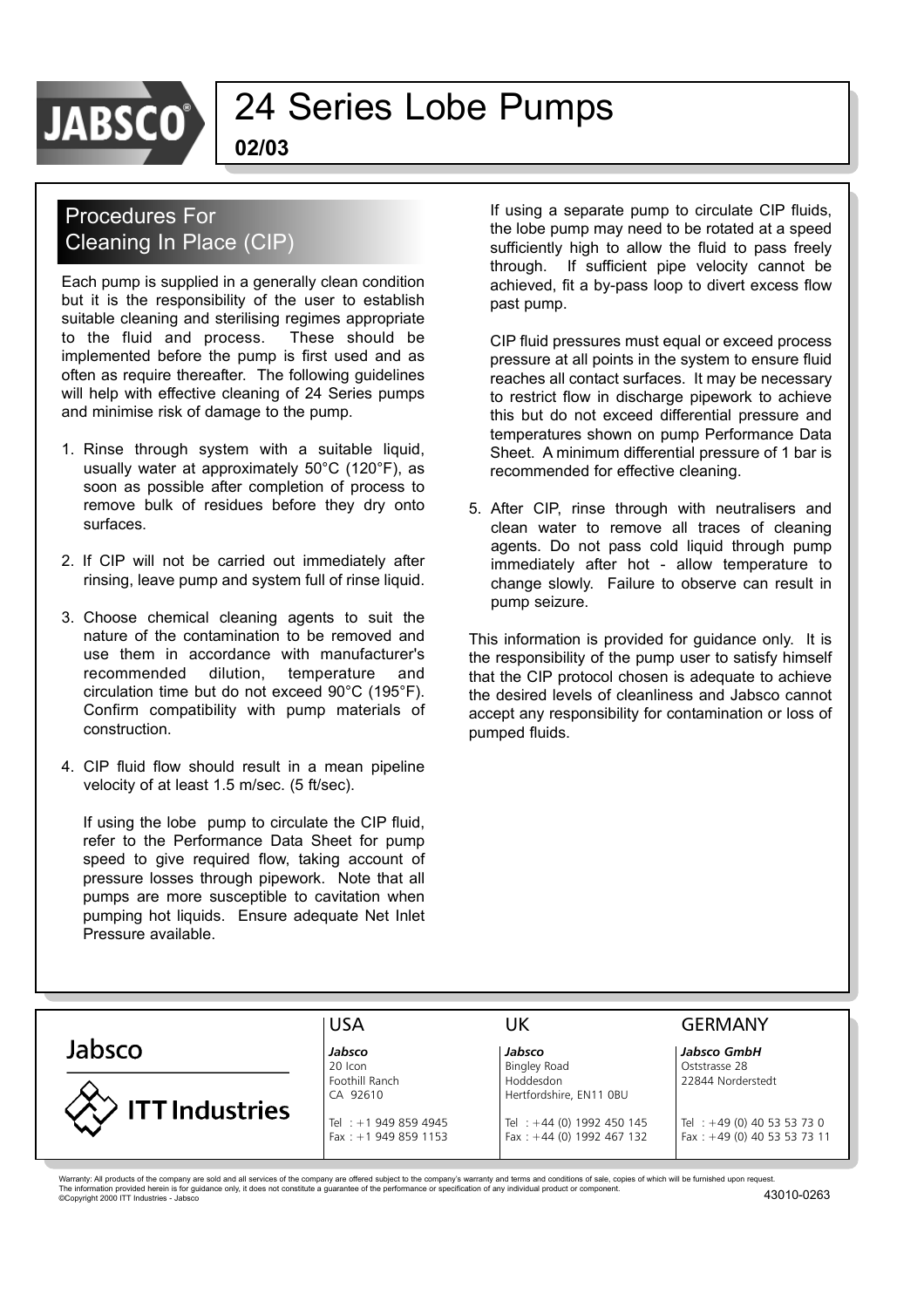# 24 Series Lobe Pumps

**02/03**

## Procedures For Cleaning In Place (CIP)

Each pump is supplied in a generally clean condition but it is the responsibility of the user to establish suitable cleaning and sterilising regimes appropriate to the fluid and process. These should be implemented before the pump is first used and as often as require thereafter. The following guidelines will help with effective cleaning of 24 Series pumps and minimise risk of damage to the pump.

1. Rinse through system with a suitable liquid, usually water at approximately 50°C (120°F), as soon as possible after completion of process to remove bulk of residues before they dry onto surfaces.

2. If CIP will not be carried out immediately after rinsing, leave pump and system full of rinse liquid.

3. Choose chemical cleaning agents to suit the nature of the contamination to be removed and use them in accordance with manufacturer's recommended dilution, temperature and circulation time but do not exceed 90°C (195°F). Confirm compatibility with pump materials of construction.

4. CIP fluid flow should result in a mean pipeline velocity of at least 1.5 m/sec. (5 ft/sec).

   If using the lobe pump to circulate the CIP fluid, refer to the Performance Data Sheet for pump speed to give required flow, taking account of pressure losses through pipework. Note that all pumps are more susceptible to cavitation when pumping hot liquids. Ensure adequate Net Inlet Pressure available.

   If using a separate pump to circulate CIP fluids, the lobe pump may need to be rotated at a speed sufficiently high to allow the fluid to pass freely through. If sufficient pipe velocity cannot be achieved, fit a by-pass loop to divert excess flow past pump.

   CIP fluid pressures must equal or exceed process pressure at all points in the system to ensure fluid reaches all contact surfaces. It may be necessary to restrict flow in discharge pipework to achieve this but do not exceed differential pressure and temperatures shown on pump Performance Data Sheet. A minimum differential pressure of 1 bar is recommended for effective cleaning.

5. After CIP, rinse through with neutralisers and clean water to remove all traces of cleaning agents. Do not pass cold liquid through pump immediately after hot - allow temperature to change slowly. Failure to observe can result in pump seizure.

This information is provided for guidance only. It is the responsibility of the pump user to satisfy himself that the CIP protocol chosen is adequate to achieve the desired levels of cleanliness and Jabsco cannot accept any responsibility for contamination or loss of pumped fluids.

Jabsco

ITT Industries

| USA | UK | GERMANY |
|---|---|---|
| *Jabsco*<br>20 Icon<br>Foothill Ranch<br>CA 92610 | *Jabsco*<br>Bingley Road<br>Hoddesdon<br>Hertfordshire, EN11 0BU | *Jabsco GmbH*<br>Oststrasse 28<br>22844 Norderstedt |
| Tel : +1 949 859 4945<br>Fax : +1 949 859 1153 | Tel : +44 (0) 1992 450 145<br>Fax : +44 (0) 1992 467 132 | Tel : +49 (0) 40 53 53 73 0<br>Fax : +49 (0) 40 53 53 73 11 |

Warranty: All products of the company are sold and all services of the company are offered subject to the company's warranty and terms and conditions of sale, copies of which will be furnished upon request.
The information provided herein is for guidance only, it does not constitute a guarantee of the performance or specification of any individual product or component.
©Copyright 2000 ITT Industries - Jabsco

43010-0263